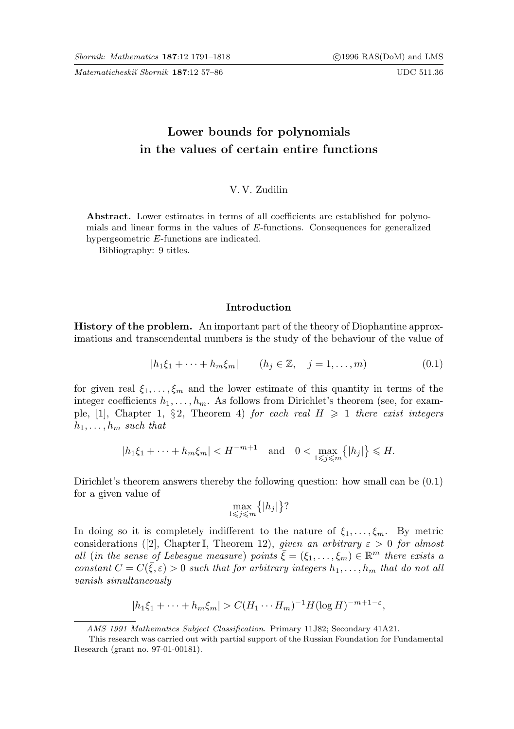# Lower bounds for polynomials in the values of certain entire functions

V. V. Zudilin

**Abstract.** Lower estimates in terms of all coefficients are established for polynomials and linear forms in the values of $E$-functions. Consequences for generalized hypergeometric $E$-functions are indicated.

Bibliography: 9 titles.

## Introduction

**History of the problem.** An important part of the theory of Diophantine approximations and transcendental numbers is the study of the behaviour of the value of

$$|h_1\xi_1 + \cdots + h_m\xi_m| \qquad (h_j \in \mathbb{Z}, \quad j = 1, \ldots, m) \tag{0.1}$$

for given real $\xi_1, \ldots, \xi_m$ and the lower estimate of this quantity in terms of the integer coefficients $h_1, \ldots, h_m$. As follows from Dirichlet's theorem (see, for example, [1], Chapter 1, § 2, Theorem 4) *for each real $H \geqslant 1$ there exist integers $h_1, \ldots, h_m$ such that*

$$|h_1\xi_1 + \cdots + h_m\xi_m| < H^{-m+1} \quad \text{and} \quad 0 < \max_{1 \leqslant j \leqslant m} \{|h_j|\} \leqslant H.$$

Dirichlet's theorem answers thereby the following question: how small can be (0.1) for a given value of

$$\max_{1 \leqslant j \leqslant m} \{|h_j|\}?$$

In doing so it is completely indifferent to the nature of $\xi_1, \ldots, \xi_m$. By metric considerations ([2], Chapter I, Theorem 12), *given an arbitrary $\varepsilon > 0$ for almost all (in the sense of Lebesgue measure) points $\bar{\xi} = (\xi_1, \ldots, \xi_m) \in \mathbb{R}^m$ there exists a constant $C = C(\bar{\xi}, \varepsilon) > 0$ such that for arbitrary integers $h_1, \ldots, h_m$ that do not all vanish simultaneously*

$$|h_1\xi_1 + \cdots + h_m\xi_m| > C(H_1 \cdots H_m)^{-1}H(\log H)^{-m+1-\varepsilon},$$

---

*AMS 1991 Mathematics Subject Classification.* Primary 11J82; Secondary 41A21.

This research was carried out with partial support of the Russian Foundation for Fundamental Research (grant no. 97-01-00181).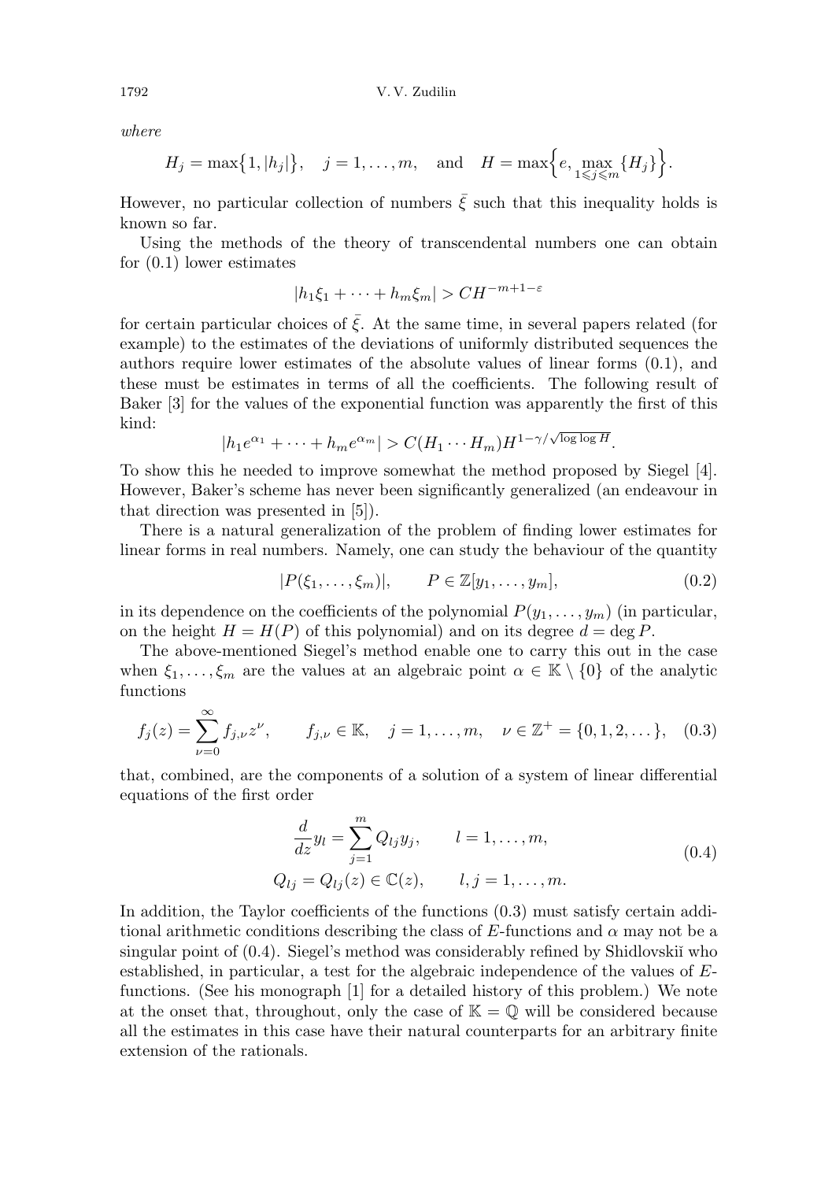*where*

$$H_j = \max\bigl\{1, |h_j|\bigr\}, \quad j = 1, \dots, m, \quad \text{and} \quad H = \max\Bigl\{e, \max_{1 \leqslant j \leqslant m}\{H_j\}\Bigr\}.$$

However, no particular collection of numbers $\bar{\xi}$ such that this inequality holds is known so far.

Using the methods of the theory of transcendental numbers one can obtain for (0.1) lower estimates

$$|h_1\xi_1 + \dots + h_m\xi_m| > CH^{-m+1-\varepsilon}$$

for certain particular choices of $\bar{\xi}$. At the same time, in several papers related (for example) to the estimates of the deviations of uniformly distributed sequences the authors require lower estimates of the absolute values of linear forms (0.1), and these must be estimates in terms of all the coefficients. The following result of Baker [3] for the values of the exponential function was apparently the first of this kind:

$$|h_1 e^{\alpha_1} + \dots + h_m e^{\alpha_m}| > C(H_1 \cdots H_m)H^{1-\gamma/\sqrt{\log\log H}}.$$

To show this he needed to improve somewhat the method proposed by Siegel [4]. However, Baker's scheme has never been significantly generalized (an endeavour in that direction was presented in [5]).

There is a natural generalization of the problem of finding lower estimates for linear forms in real numbers. Namely, one can study the behaviour of the quantity

$$|P(\xi_1, \dots, \xi_m)|, \qquad P \in \mathbb{Z}[y_1, \dots, y_m], \tag{0.2}$$

in its dependence on the coefficients of the polynomial $P(y_1, \dots, y_m)$ (in particular, on the height $H = H(P)$ of this polynomial) and on its degree $d = \deg P$.

The above-mentioned Siegel's method enable one to carry this out in the case when $\xi_1, \dots, \xi_m$ are the values at an algebraic point $\alpha \in \mathbb{K} \setminus \{0\}$ of the analytic functions

$$f_j(z) = \sum_{\nu=0}^{\infty} f_{j,\nu} z^\nu, \qquad f_{j,\nu} \in \mathbb{K}, \quad j = 1, \dots, m, \quad \nu \in \mathbb{Z}^+ = \{0, 1, 2, \dots\}, \tag{0.3}$$

that, combined, are the components of a solution of a system of linear differential equations of the first order

$$\begin{aligned} \frac{d}{dz} y_l &= \sum_{j=1}^{m} Q_{lj} y_j, \qquad l = 1, \dots, m, \\ Q_{lj} &= Q_{lj}(z) \in \mathbb{C}(z), \qquad l, j = 1, \dots, m. \end{aligned} \tag{0.4}$$

In addition, the Taylor coefficients of the functions (0.3) must satisfy certain additional arithmetic conditions describing the class of $E$-functions and $\alpha$ may not be a singular point of (0.4). Siegel's method was considerably refined by Shidlovskiĭ who established, in particular, a test for the algebraic independence of the values of $E$-functions. (See his monograph [1] for a detailed history of this problem.) We note at the onset that, throughout, only the case of $\mathbb{K} = \mathbb{Q}$ will be considered because all the estimates in this case have their natural counterparts for an arbitrary finite extension of the rationals.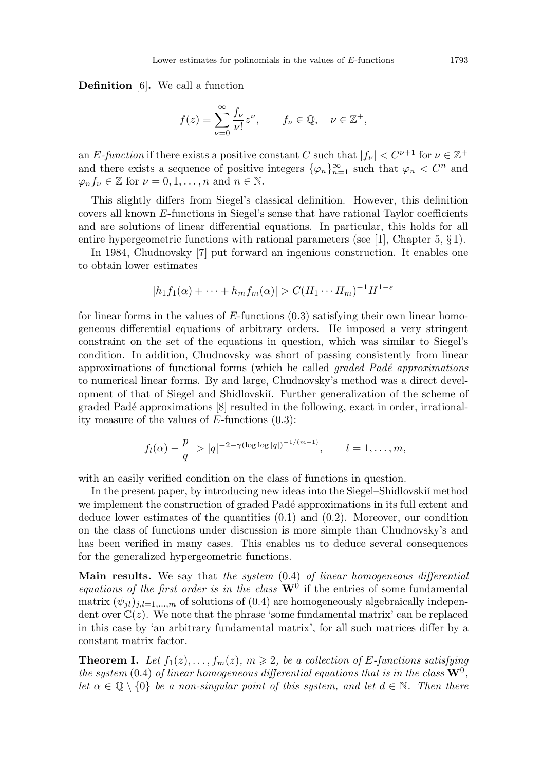**Definition** [6]**.** We call a function

$$f(z) = \sum_{\nu=0}^{\infty} \frac{f_\nu}{\nu!} z^\nu, \qquad f_\nu \in \mathbb{Q}, \quad \nu \in \mathbb{Z}^+,$$

an *E-function* if there exists a positive constant $C$ such that $|f_\nu| < C^{\nu+1}$ for $\nu \in \mathbb{Z}^+$ and there exists a sequence of positive integers $\{\varphi_n\}_{n=1}^{\infty}$ such that $\varphi_n < C^n$ and $\varphi_n f_\nu \in \mathbb{Z}$ for $\nu = 0, 1, \dots, n$ and $n \in \mathbb{N}$.

This slightly differs from Siegel's classical definition. However, this definition covers all known $E$-functions in Siegel's sense that have rational Taylor coefficients and are solutions of linear differential equations. In particular, this holds for all entire hypergeometric functions with rational parameters (see [1], Chapter 5, § 1).

In 1984, Chudnovsky [7] put forward an ingenious construction. It enables one to obtain lower estimates

$$|h_1 f_1(\alpha) + \dots + h_m f_m(\alpha)| > C(H_1 \cdots H_m)^{-1} H^{1-\varepsilon}$$

for linear forms in the values of $E$-functions (0.3) satisfying their own linear homogeneous differential equations of arbitrary orders. He imposed a very stringent constraint on the set of the equations in question, which was similar to Siegel's condition. In addition, Chudnovsky was short of passing consistently from linear approximations of functional forms (which he called *graded Padé approximations* to numerical linear forms. By and large, Chudnovsky's method was a direct development of that of Siegel and Shidlovskiĭ. Further generalization of the scheme of graded Padé approximations [8] resulted in the following, exact in order, irrationality measure of the values of $E$-functions (0.3):

$$\left| f_l(\alpha) - \frac{p}{q} \right| > |q|^{-2-\gamma(\log\log|q|)^{-1/(m+1)}}, \qquad l = 1, \dots, m,$$

with an easily verified condition on the class of functions in question.

In the present paper, by introducing new ideas into the Siegel–Shidlovskiĭ method we implement the construction of graded Padé approximations in its full extent and deduce lower estimates of the quantities (0.1) and (0.2). Moreover, our condition on the class of functions under discussion is more simple than Chudnovsky's and has been verified in many cases. This enables us to deduce several consequences for the generalized hypergeometric functions.

**Main results.** We say that *the system* (0.4) *of linear homogeneous differential equations of the first order is in the class* $\mathbf{W}^0$ if the entries of some fundamental matrix $(\psi_{jl})_{j,l=1,\dots,m}$ of solutions of (0.4) are homogeneously algebraically independent over $\mathbb{C}(z)$. We note that the phrase 'some fundamental matrix' can be replaced in this case by 'an arbitrary fundamental matrix', for all such matrices differ by a constant matrix factor.

**Theorem I.** *Let $f_1(z), \dots, f_m(z)$, $m \geqslant 2$, be a collection of $E$-functions satisfying the system* (0.4) *of linear homogeneous differential equations that is in the class $\mathbf{W}^0$, let $\alpha \in \mathbb{Q} \setminus \{0\}$ be a non-singular point of this system, and let $d \in \mathbb{N}$. Then there*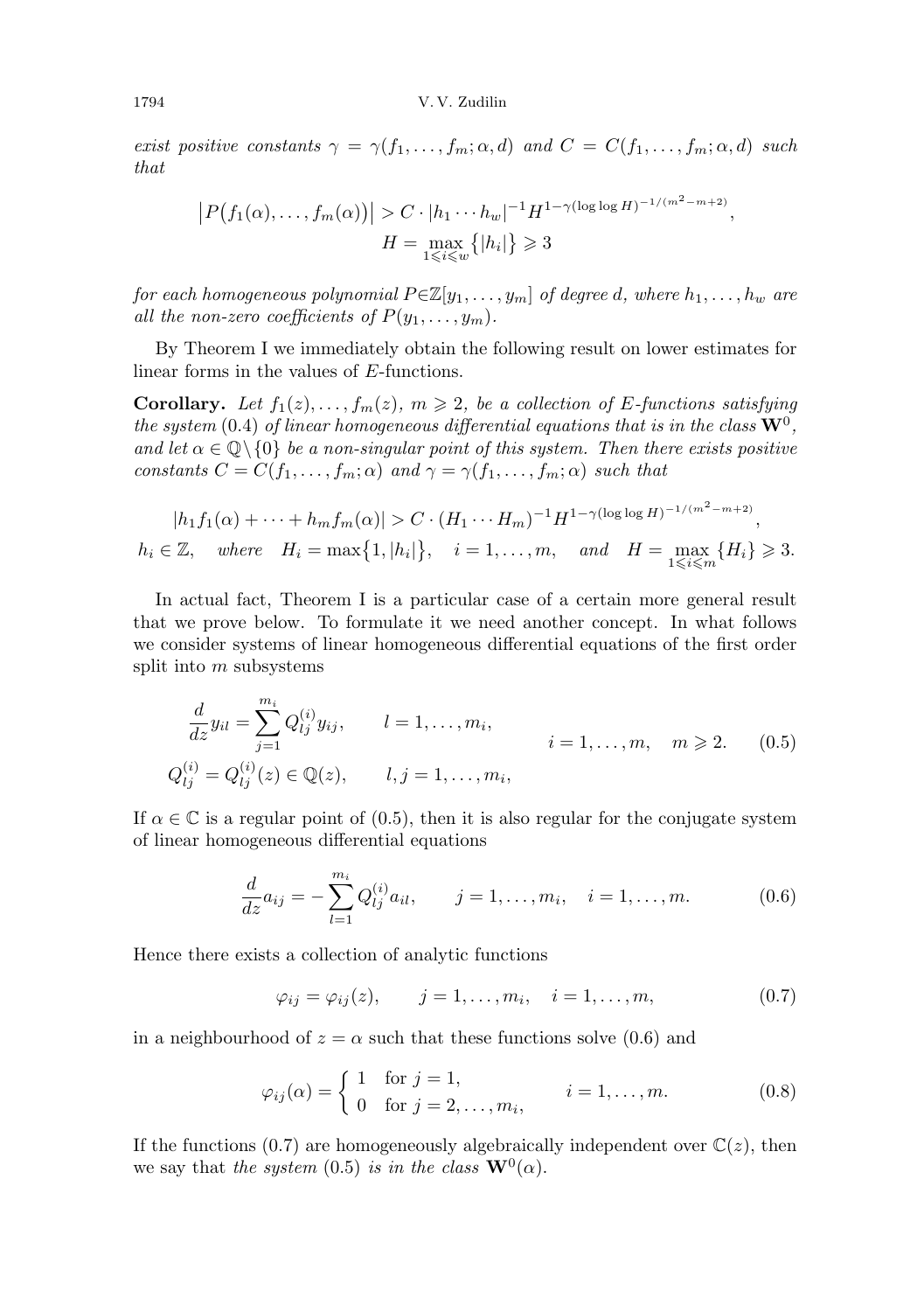*exist positive constants $\gamma = \gamma(f_1, \dots, f_m; \alpha, d)$ and $C = C(f_1, \dots, f_m; \alpha, d)$ such that*

$$
\big|P\big(f_1(\alpha), \dots, f_m(\alpha)\big)\big| > C \cdot |h_1 \cdots h_w|^{-1} H^{1-\gamma(\log\log H)^{-1/(m^2-m+2)}},
$$
$$
H = \max_{1 \leqslant i \leqslant w} \big\{|h_i|\big\} \geqslant 3
$$

*for each homogeneous polynomial $P \in \mathbb{Z}[y_1, \dots, y_m]$ of degree $d$, where $h_1, \dots, h_w$ are all the non-zero coefficients of $P(y_1, \dots, y_m)$.*

By Theorem I we immediately obtain the following result on lower estimates for linear forms in the values of $E$-functions.

**Corollary.** *Let $f_1(z), \dots, f_m(z)$, $m \geqslant 2$, be a collection of $E$-functions satisfying the system (0.4) of linear homogeneous differential equations that is in the class $\mathbf{W}^0$, and let $\alpha \in \mathbb{Q} \setminus \{0\}$ be a non-singular point of this system. Then there exists positive constants $C = C(f_1, \dots, f_m; \alpha)$ and $\gamma = \gamma(f_1, \dots, f_m; \alpha)$ such that*

$$
|h_1 f_1(\alpha) + \dots + h_m f_m(\alpha)| > C \cdot (H_1 \cdots H_m)^{-1} H^{1-\gamma(\log\log H)^{-1/(m^2-m+2)}},
$$
$$
h_i \in \mathbb{Z}, \quad \textit{where} \quad H_i = \max\big\{1, |h_i|\big\}, \quad i = 1, \dots, m, \quad \textit{and} \quad H = \max_{1 \leqslant i \leqslant m} \{H_i\} \geqslant 3.
$$

In actual fact, Theorem I is a particular case of a certain more general result that we prove below. To formulate it we need another concept. In what follows we consider systems of linear homogeneous differential equations of the first order split into $m$ subsystems

$$
\begin{aligned}
&\frac{d}{dz} y_{il} = \sum_{j=1}^{m_i} Q_{lj}^{(i)} y_{ij}, \qquad l = 1, \dots, m_i, \\
&Q_{lj}^{(i)} = Q_{lj}^{(i)}(z) \in \mathbb{Q}(z), \qquad l, j = 1, \dots, m_i,
\end{aligned}
\qquad i = 1, \dots, m, \quad m \geqslant 2. \tag{0.5}
$$

If $\alpha \in \mathbb{C}$ is a regular point of (0.5), then it is also regular for the conjugate system of linear homogeneous differential equations

$$
\frac{d}{dz} a_{ij} = -\sum_{l=1}^{m_i} Q_{lj}^{(i)} a_{il}, \qquad j = 1, \dots, m_i, \quad i = 1, \dots, m. \tag{0.6}
$$

Hence there exists a collection of analytic functions

$$
\varphi_{ij} = \varphi_{ij}(z), \qquad j = 1, \dots, m_i, \quad i = 1, \dots, m, \tag{0.7}
$$

in a neighbourhood of $z = \alpha$ such that these functions solve (0.6) and

$$
\varphi_{ij}(\alpha) = \begin{cases} 1 & \text{for } j = 1, \\ 0 & \text{for } j = 2, \dots, m_i, \end{cases} \qquad i = 1, \dots, m. \tag{0.8}
$$

If the functions (0.7) are homogeneously algebraically independent over $\mathbb{C}(z)$, then we say that *the system* (0.5) *is in the class* $\mathbf{W}^0(\alpha)$.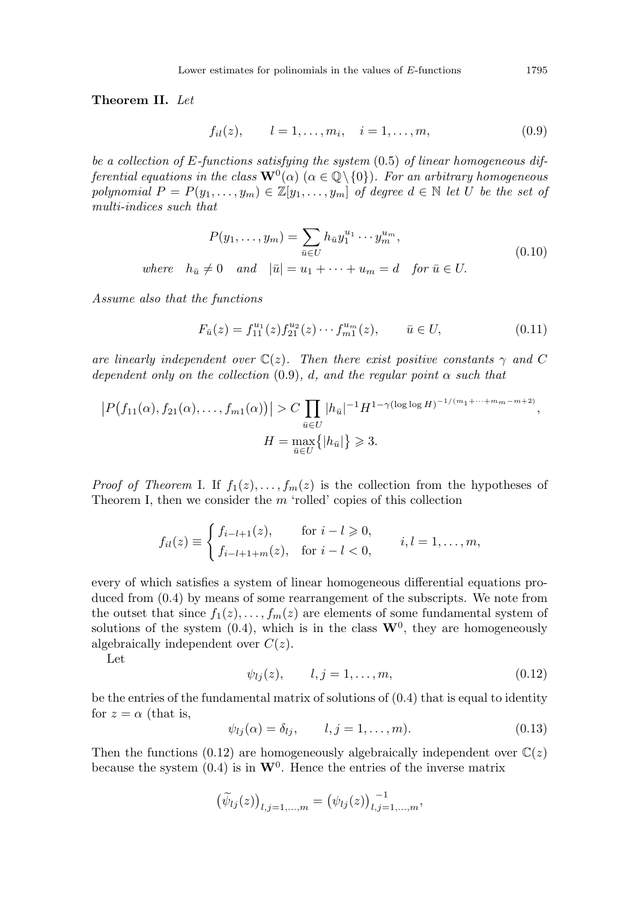**Theorem II.** *Let*

$$f_{il}(z), \qquad l = 1, \dots, m_i, \quad i = 1, \dots, m, \tag{0.9}$$

*be a collection of $E$-functions satisfying the system* (0.5) *of linear homogeneous differential equations in the class* $\mathbf{W}^0(\alpha)$ ($\alpha \in \mathbb{Q} \setminus \{0\}$). *For an arbitrary homogeneous polynomial $P = P(y_1, \dots, y_m) \in \mathbb{Z}[y_1, \dots, y_m]$ of degree $d \in \mathbb{N}$ let $U$ be the set of multi-indices such that*

$$\begin{gathered} P(y_1, \dots, y_m) = \sum_{\bar{u} \in U} h_{\bar{u}} y_1^{u_1} \cdots y_m^{u_m}, \\ \text{where} \quad h_{\bar{u}} \neq 0 \quad \text{and} \quad |\bar{u}| = u_1 + \dots + u_m = d \quad \text{for } \bar{u} \in U. \end{gathered} \tag{0.10}$$

*Assume also that the functions*

$$F_{\bar{u}}(z) = f_{11}^{u_1}(z) f_{21}^{u_2}(z) \cdots f_{m1}^{u_m}(z), \qquad \bar{u} \in U, \tag{0.11}$$

*are linearly independent over $\mathbb{C}(z)$. Then there exist positive constants $\gamma$ and $C$ dependent only on the collection* (0.9), *$d$, and the regular point $\alpha$ such that*

$$\begin{gathered} \left| P\big(f_{11}(\alpha), f_{21}(\alpha), \dots, f_{m1}(\alpha)\big) \right| > C \prod_{\bar{u} \in U} |h_{\bar{u}}|^{-1} H^{1 - \gamma (\log \log H)^{-1/(m_1 + \dots + m_m - m + 2)}}, \\ H = \max_{\bar{u} \in U} \big\{ |h_{\bar{u}}| \big\} \geqslant 3. \end{gathered}$$

*Proof of Theorem* I. If $f_1(z), \dots, f_m(z)$ is the collection from the hypotheses of Theorem I, then we consider the $m$ 'rolled' copies of this collection

$$f_{il}(z) \equiv \begin{cases} f_{i-l+1}(z), & \text{for } i - l \geqslant 0, \\ f_{i-l+1+m}(z), & \text{for } i - l < 0, \end{cases} \qquad i, l = 1, \dots, m,$$

every of which satisfies a system of linear homogeneous differential equations produced from (0.4) by means of some rearrangement of the subscripts. We note from the outset that since $f_1(z), \dots, f_m(z)$ are elements of some fundamental system of solutions of the system (0.4), which is in the class $\mathbf{W}^0$, they are homogeneously algebraically independent over $C(z)$.

Let

$$\psi_{lj}(z), \qquad l, j = 1, \dots, m, \tag{0.12}$$

be the entries of the fundamental matrix of solutions of (0.4) that is equal to identity for $z = \alpha$ (that is,

$$\psi_{lj}(\alpha) = \delta_{lj}, \qquad l, j = 1, \dots, m). \tag{0.13}$$

Then the functions (0.12) are homogeneously algebraically independent over $\mathbb{C}(z)$ because the system (0.4) is in $\mathbf{W}^0$. Hence the entries of the inverse matrix

$$\big(\widetilde{\psi}_{lj}(z)\big)_{l,j=1,\dots,m} = \big(\psi_{lj}(z)\big)_{l,j=1,\dots,m}^{-1},$$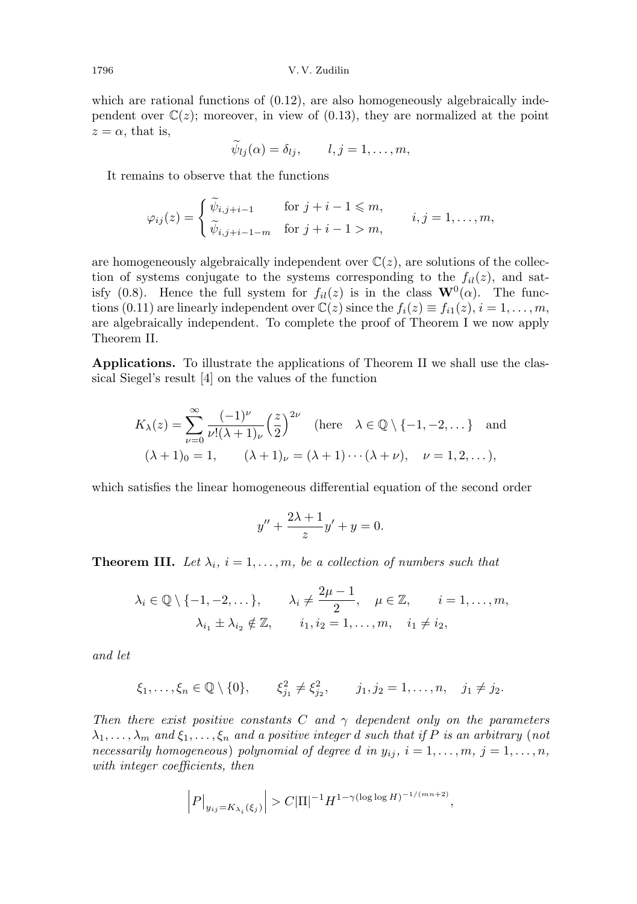which are rational functions of (0.12), are also homogeneously algebraically independent over $\mathbb{C}(z)$; moreover, in view of (0.13), they are normalized at the point $z = \alpha$, that is,

$$\widetilde{\psi}_{lj}(\alpha) = \delta_{lj}, \qquad l, j = 1, \dots, m,$$

It remains to observe that the functions

$$\varphi_{ij}(z) = \begin{cases} \widetilde{\psi}_{i,j+i-1} & \text{for } j+i-1 \leqslant m, \\ \widetilde{\psi}_{i,j+i-1-m} & \text{for } j+i-1 > m, \end{cases} \qquad i, j = 1, \dots, m,$$

are homogeneously algebraically independent over $\mathbb{C}(z)$, are solutions of the collection of systems conjugate to the systems corresponding to the $f_{il}(z)$, and satisfy (0.8). Hence the full system for $f_{il}(z)$ is in the class $\mathbf{W}^0(\alpha)$. The functions (0.11) are linearly independent over $\mathbb{C}(z)$ since the $f_i(z) \equiv f_{i1}(z)$, $i = 1, \dots, m$, are algebraically independent. To complete the proof of Theorem I we now apply Theorem II.

**Applications.** To illustrate the applications of Theorem II we shall use the classical Siegel's result [4] on the values of the function

$$K_\lambda(z) = \sum_{\nu=0}^{\infty} \frac{(-1)^\nu}{\nu!(\lambda+1)_\nu} \Bigl(\frac{z}{2}\Bigr)^{2\nu} \quad (\text{here} \quad \lambda \in \mathbb{Q} \setminus \{-1, -2, \dots\} \quad \text{and}$$
$$(\lambda+1)_0 = 1, \qquad (\lambda+1)_\nu = (\lambda+1)\cdots(\lambda+\nu), \quad \nu = 1, 2, \dots),$$

which satisfies the linear homogeneous differential equation of the second order

$$y'' + \frac{2\lambda+1}{z} y' + y = 0.$$

**Theorem III.** *Let $\lambda_i$, $i = 1, \dots, m$, be a collection of numbers such that*

$$\lambda_i \in \mathbb{Q} \setminus \{-1, -2, \dots\}, \qquad \lambda_i \neq \frac{2\mu-1}{2}, \quad \mu \in \mathbb{Z}, \qquad i = 1, \dots, m,$$
$$\lambda_{i_1} \pm \lambda_{i_2} \notin \mathbb{Z}, \qquad i_1, i_2 = 1, \dots, m, \quad i_1 \neq i_2,$$

*and let*

$$\xi_1, \dots, \xi_n \in \mathbb{Q} \setminus \{0\}, \qquad \xi_{j_1}^2 \neq \xi_{j_2}^2, \qquad j_1, j_2 = 1, \dots, n, \quad j_1 \neq j_2.$$

*Then there exist positive constants $C$ and $\gamma$ dependent only on the parameters $\lambda_1, \dots, \lambda_m$ and $\xi_1, \dots, \xi_n$ and a positive integer $d$ such that if $P$ is an arbitrary (not necessarily homogeneous) polynomial of degree $d$ in $y_{ij}$, $i = 1, \dots, m$, $j = 1, \dots, n$, with integer coefficients, then*

$$\Bigl| P\big|_{y_{ij} = K_{\lambda_i}(\xi_j)} \Bigr| > C|\Pi|^{-1} H^{1-\gamma(\log\log H)^{-1/(mn+2)}},$$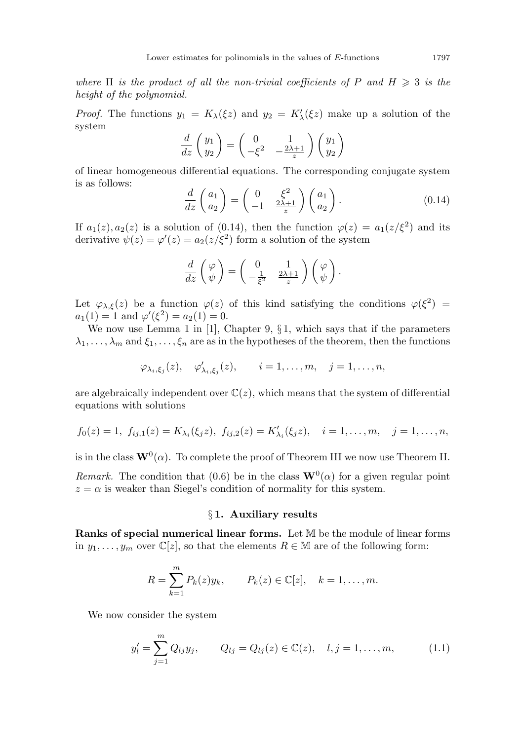*where* $\Pi$ *is the product of all the non-trivial coefficients of* $P$ *and* $H \geqslant 3$ *is the height of the polynomial.*

*Proof.* The functions $y_1 = K_\lambda(\xi z)$ and $y_2 = K'_\lambda(\xi z)$ make up a solution of the system

$$\frac{d}{dz}\begin{pmatrix} y_1 \\ y_2 \end{pmatrix} = \begin{pmatrix} 0 & 1 \\ -\xi^2 & -\frac{2\lambda+1}{z} \end{pmatrix}\begin{pmatrix} y_1 \\ y_2 \end{pmatrix}$$

of linear homogeneous differential equations. The corresponding conjugate system is as follows:

$$\frac{d}{dz}\begin{pmatrix} a_1 \\ a_2 \end{pmatrix} = \begin{pmatrix} 0 & \xi^2 \\ -1 & \frac{2\lambda+1}{z} \end{pmatrix}\begin{pmatrix} a_1 \\ a_2 \end{pmatrix}. \tag{0.14}$$

If $a_1(z), a_2(z)$ is a solution of (0.14), then the function $\varphi(z) = a_1(z/\xi^2)$ and its derivative $\psi(z) = \varphi'(z) = a_2(z/\xi^2)$ form a solution of the system

$$\frac{d}{dz}\begin{pmatrix} \varphi \\ \psi \end{pmatrix} = \begin{pmatrix} 0 & 1 \\ -\frac{1}{\xi^2} & \frac{2\lambda+1}{z} \end{pmatrix}\begin{pmatrix} \varphi \\ \psi \end{pmatrix}.$$

Let $\varphi_{\lambda,\xi}(z)$ be a function $\varphi(z)$ of this kind satisfying the conditions $\varphi(\xi^2) = a_1(1) = 1$ and $\varphi'(\xi^2) = a_2(1) = 0$.

We now use Lemma 1 in [1], Chapter 9, § 1, which says that if the parameters $\lambda_1, \dots, \lambda_m$ and $\xi_1, \dots, \xi_n$ are as in the hypotheses of the theorem, then the functions

$$\varphi_{\lambda_i,\xi_j}(z), \quad \varphi'_{\lambda_i,\xi_j}(z), \qquad i = 1, \dots, m, \quad j = 1, \dots, n,$$

are algebraically independent over $\mathbb{C}(z)$, which means that the system of differential equations with solutions

$$f_0(z) = 1,\ f_{ij,1}(z) = K_{\lambda_i}(\xi_j z),\ f_{ij,2}(z) = K'_{\lambda_i}(\xi_j z), \quad i = 1, \dots, m, \quad j = 1, \dots, n,$$

is in the class $\mathbf{W}^0(\alpha)$. To complete the proof of Theorem III we now use Theorem II.

*Remark.* The condition that (0.6) be in the class $\mathbf{W}^0(\alpha)$ for a given regular point $z = \alpha$ is weaker than Siegel's condition of normality for this system.

## § 1. Auxiliary results

**Ranks of special numerical linear forms.** Let $\mathbb{M}$ be the module of linear forms in $y_1, \dots, y_m$ over $\mathbb{C}[z]$, so that the elements $R \in \mathbb{M}$ are of the following form:

$$R = \sum_{k=1}^{m} P_k(z) y_k, \qquad P_k(z) \in \mathbb{C}[z], \quad k = 1, \dots, m.$$

We now consider the system

$$y'_l = \sum_{j=1}^{m} Q_{lj} y_j, \qquad Q_{lj} = Q_{lj}(z) \in \mathbb{C}(z), \quad l, j = 1, \dots, m, \tag{1.1}$$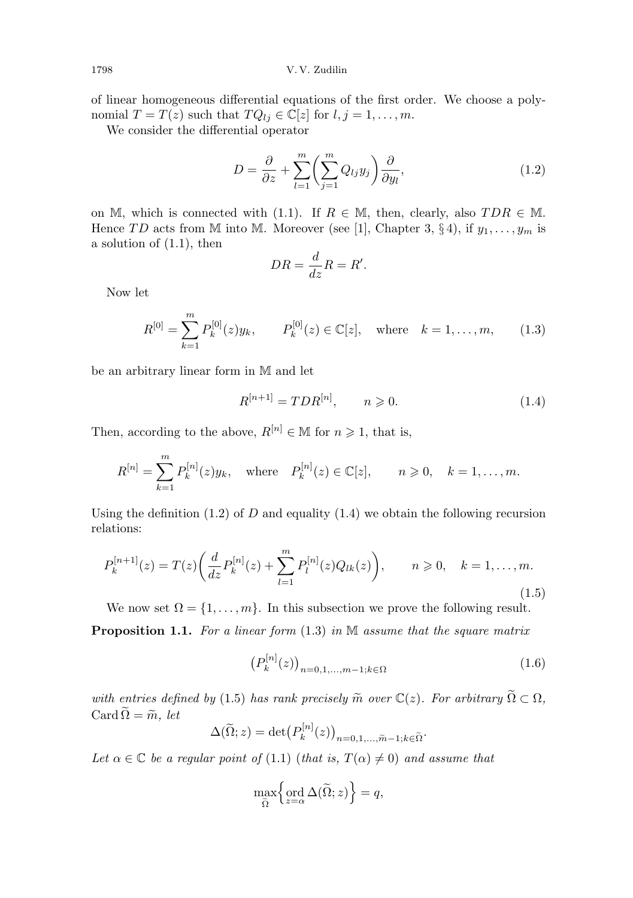of linear homogeneous differential equations of the first order. We choose a polynomial $T = T(z)$ such that $TQ_{lj} \in \mathbb{C}[z]$ for $l, j = 1, \dots, m$.

We consider the differential operator

$$D = \frac{\partial}{\partial z} + \sum_{l=1}^{m} \biggl( \sum_{j=1}^{m} Q_{lj} y_j \biggr) \frac{\partial}{\partial y_l}, \tag{1.2}$$

on $\mathbb{M}$, which is connected with (1.1). If $R \in \mathbb{M}$, then, clearly, also $TDR \in \mathbb{M}$. Hence $TD$ acts from $\mathbb{M}$ into $\mathbb{M}$. Moreover (see [1], Chapter 3, § 4), if $y_1, \dots, y_m$ is a solution of (1.1), then

$$DR = \frac{d}{dz} R = R'.$$

Now let

$$R^{[0]} = \sum_{k=1}^{m} P_k^{[0]}(z) y_k, \qquad P_k^{[0]}(z) \in \mathbb{C}[z], \quad \text{where} \quad k = 1, \dots, m, \tag{1.3}$$

be an arbitrary linear form in $\mathbb{M}$ and let

$$R^{[n+1]} = TDR^{[n]}, \qquad n \geqslant 0. \tag{1.4}$$

Then, according to the above, $R^{[n]} \in \mathbb{M}$ for $n \geqslant 1$, that is,

$$R^{[n]} = \sum_{k=1}^{m} P_k^{[n]}(z) y_k, \quad \text{where} \quad P_k^{[n]}(z) \in \mathbb{C}[z], \qquad n \geqslant 0, \quad k = 1, \dots, m.$$

Using the definition (1.2) of $D$ and equality (1.4) we obtain the following recursion relations:

$$P_k^{[n+1]}(z) = T(z) \biggl( \frac{d}{dz} P_k^{[n]}(z) + \sum_{l=1}^{m} P_l^{[n]}(z) Q_{lk}(z) \biggr), \qquad n \geqslant 0, \quad k = 1, \dots, m. \tag{1.5}$$

We now set $\Omega = \{1, \dots, m\}$. In this subsection we prove the following result.

**Proposition 1.1.** *For a linear form* (1.3) *in* $\mathbb{M}$ *assume that the square matrix*

$$\bigl( P_k^{[n]}(z) \bigr)_{n=0,1,\dots,m-1; k \in \Omega} \tag{1.6}$$

*with entries defined by* (1.5) *has rank precisely* $\widetilde{m}$ *over* $\mathbb{C}(z)$. *For arbitrary* $\widetilde{\Omega} \subset \Omega$, $\operatorname{Card} \widetilde{\Omega} = \widetilde{m}$, *let*

$$\Delta(\widetilde{\Omega}; z) = \det \bigl( P_k^{[n]}(z) \bigr)_{n=0,1,\dots,\widetilde{m}-1; k \in \widetilde{\Omega}}.$$

*Let* $\alpha \in \mathbb{C}$ *be a regular point of* (1.1) (*that is,* $T(\alpha) \neq 0$) *and assume that*

$$\max_{\widetilde{\Omega}} \Bigl\{ \operatorname*{ord}_{z=\alpha} \Delta(\widetilde{\Omega}; z) \Bigr\} = q,$$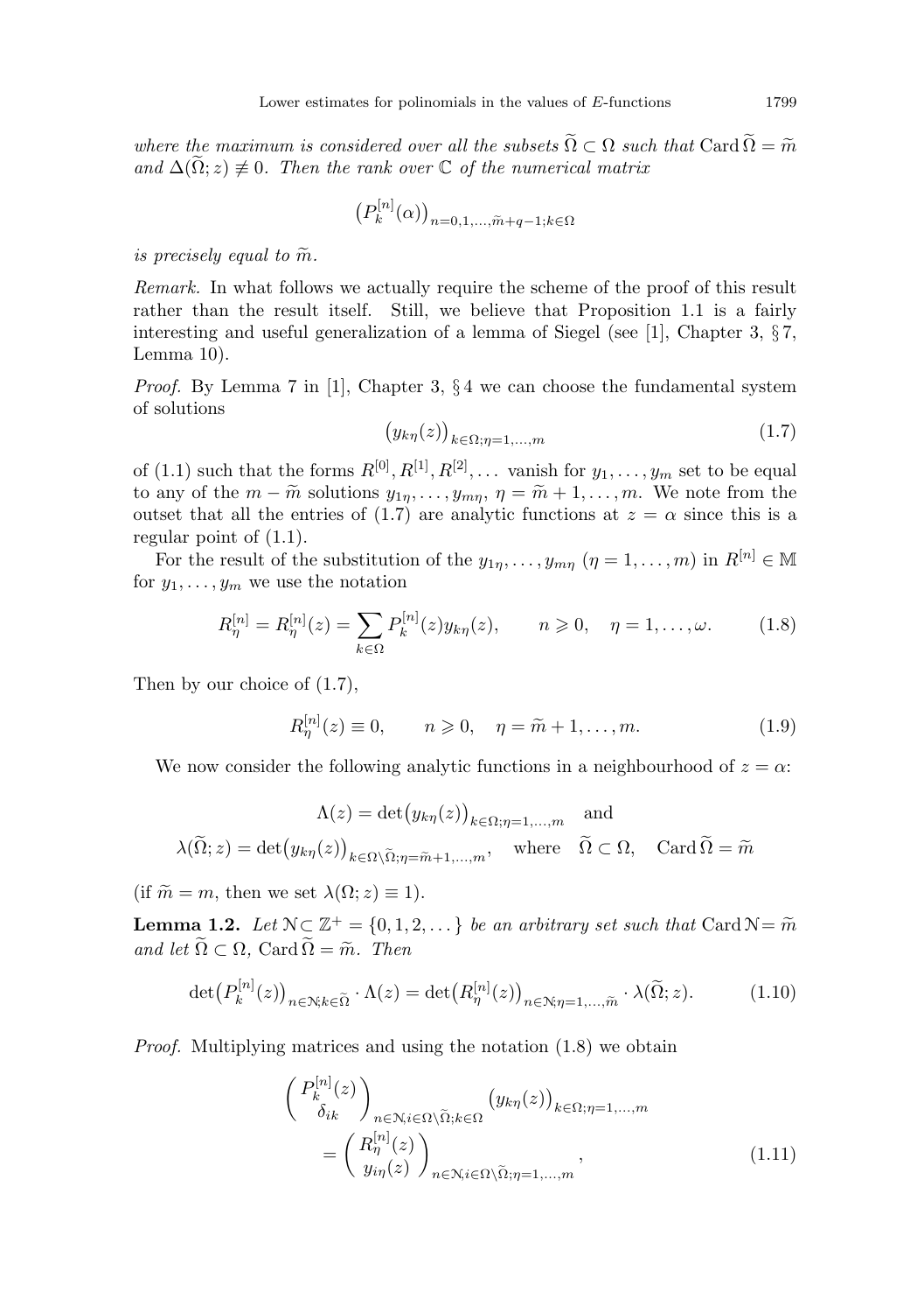*where the maximum is considered over all the subsets $\widetilde{\Omega} \subset \Omega$ such that $\operatorname{Card} \widetilde{\Omega} = \widetilde{m}$ and $\Delta(\widetilde{\Omega}; z) \not\equiv 0$. Then the rank over $\mathbb{C}$ of the numerical matrix*

$$\big(P_k^{[n]}(\alpha)\big)_{n=0,1,\dots,\widetilde{m}+q-1;k\in\Omega}$$

*is precisely equal to $\widetilde{m}$.*

*Remark.* In what follows we actually require the scheme of the proof of this result rather than the result itself. Still, we believe that Proposition 1.1 is a fairly interesting and useful generalization of a lemma of Siegel (see [1], Chapter 3, § 7, Lemma 10).

*Proof.* By Lemma 7 in [1], Chapter 3, § 4 we can choose the fundamental system of solutions

$$\big(y_{k\eta}(z)\big)_{k\in\Omega;\eta=1,\dots,m} \tag{1.7}$$

of (1.1) such that the forms $R^{[0]}, R^{[1]}, R^{[2]}, \dots$ vanish for $y_1, \dots, y_m$ set to be equal to any of the $m - \widetilde{m}$ solutions $y_{1\eta}, \dots, y_{m\eta}$, $\eta = \widetilde{m}+1, \dots, m$. We note from the outset that all the entries of (1.7) are analytic functions at $z = \alpha$ since this is a regular point of (1.1).

For the result of the substitution of the $y_{1\eta}, \dots, y_{m\eta}$ $(\eta = 1, \dots, m)$ in $R^{[n]} \in \mathbb{M}$ for $y_1, \dots, y_m$ we use the notation

$$R_\eta^{[n]} = R_\eta^{[n]}(z) = \sum_{k\in\Omega} P_k^{[n]}(z) y_{k\eta}(z), \qquad n \geqslant 0, \quad \eta = 1, \dots, \omega. \tag{1.8}$$

Then by our choice of (1.7),

$$R_\eta^{[n]}(z) \equiv 0, \qquad n \geqslant 0, \quad \eta = \widetilde{m}+1, \dots, m. \tag{1.9}$$

We now consider the following analytic functions in a neighbourhood of $z = \alpha$:

$$\Lambda(z) = \det\big(y_{k\eta}(z)\big)_{k\in\Omega;\eta=1,\dots,m} \quad \text{and}$$
$$\lambda(\widetilde{\Omega}; z) = \det\big(y_{k\eta}(z)\big)_{k\in\Omega\setminus\widetilde{\Omega};\eta=\widetilde{m}+1,\dots,m}, \quad \text{where} \quad \widetilde{\Omega} \subset \Omega, \quad \operatorname{Card} \widetilde{\Omega} = \widetilde{m}$$

(if $\widetilde{m} = m$, then we set $\lambda(\Omega; z) \equiv 1$).

**Lemma 1.2.** *Let $\mathcal{N} \subset \mathbb{Z}^+ = \{0, 1, 2, \dots\}$ be an arbitrary set such that $\operatorname{Card} \mathcal{N} = \widetilde{m}$ and let $\widetilde{\Omega} \subset \Omega$, $\operatorname{Card} \widetilde{\Omega} = \widetilde{m}$. Then*

$$\det\big(P_k^{[n]}(z)\big)_{n\in\mathcal{N};k\in\widetilde{\Omega}} \cdot \Lambda(z) = \det\big(R_\eta^{[n]}(z)\big)_{n\in\mathcal{N};\eta=1,\dots,\widetilde{m}} \cdot \lambda(\widetilde{\Omega}; z). \tag{1.10}$$

*Proof.* Multiplying matrices and using the notation (1.8) we obtain

$$\begin{aligned}
&\begin{pmatrix} P_k^{[n]}(z) \\ \delta_{ik} \end{pmatrix}_{n\in\mathcal{N}, i\in\Omega\setminus\widetilde{\Omega}; k\in\Omega} \big(y_{k\eta}(z)\big)_{k\in\Omega;\eta=1,\dots,m} \\
&\qquad = \begin{pmatrix} R_\eta^{[n]}(z) \\ y_{i\eta}(z) \end{pmatrix}_{n\in\mathcal{N}, i\in\Omega\setminus\widetilde{\Omega};\eta=1,\dots,m},
\end{aligned} \tag{1.11}$$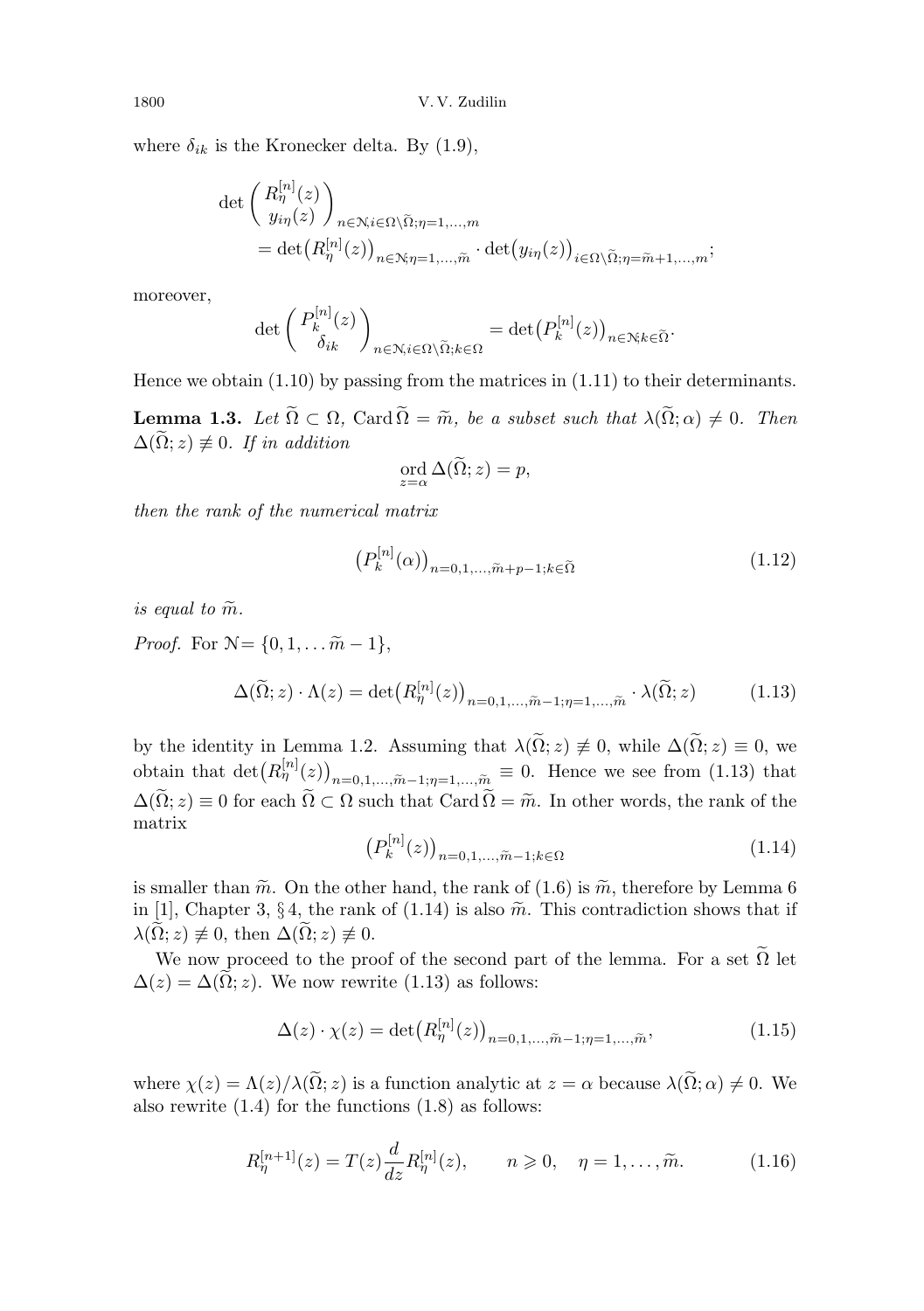where $\delta_{ik}$ is the Kronecker delta. By (1.9),

$$\det\begin{pmatrix} R_\eta^{[n]}(z) \\ y_{i\eta}(z) \end{pmatrix}_{n\in\mathcal{N}, i\in\Omega\setminus\widetilde{\Omega};\eta=1,\dots,m}$$
$$= \det\bigl(R_\eta^{[n]}(z)\bigr)_{n\in\mathcal{N};\eta=1,\dots,\widetilde{m}}\cdot\det\bigl(y_{i\eta}(z)\bigr)_{i\in\Omega\setminus\widetilde{\Omega};\eta=\widetilde{m}+1,\dots,m};$$

moreover,

$$\det\begin{pmatrix} P_k^{[n]}(z) \\ \delta_{ik} \end{pmatrix}_{n\in\mathcal{N}, i\in\Omega\setminus\widetilde{\Omega};k\in\Omega} = \det\bigl(P_k^{[n]}(z)\bigr)_{n\in\mathcal{N};k\in\widetilde{\Omega}}.$$

Hence we obtain (1.10) by passing from the matrices in (1.11) to their determinants.

**Lemma 1.3.** *Let $\widetilde{\Omega}\subset\Omega$, $\operatorname{Card}\widetilde{\Omega}=\widetilde{m}$, be a subset such that $\lambda(\widetilde{\Omega};\alpha)\neq 0$. Then $\Delta(\widetilde{\Omega};z)\not\equiv 0$. If in addition*

$$\operatorname*{ord}_{z=\alpha}\Delta(\widetilde{\Omega};z)=p,$$

*then the rank of the numerical matrix*

$$\bigl(P_k^{[n]}(\alpha)\bigr)_{n=0,1,\dots,\widetilde{m}+p-1;k\in\widetilde{\Omega}} \tag{1.12}$$

*is equal to $\widetilde{m}$.*

*Proof.* For $\mathcal{N}=\{0,1,\dots\widetilde{m}-1\}$,

$$\Delta(\widetilde{\Omega};z)\cdot\Lambda(z)=\det\bigl(R_\eta^{[n]}(z)\bigr)_{n=0,1,\dots,\widetilde{m}-1;\eta=1,\dots,\widetilde{m}}\cdot\lambda(\widetilde{\Omega};z) \tag{1.13}$$

by the identity in Lemma 1.2. Assuming that $\lambda(\widetilde{\Omega};z)\not\equiv 0$, while $\Delta(\widetilde{\Omega};z)\equiv 0$, we obtain that $\det\bigl(R_\eta^{[n]}(z)\bigr)_{n=0,1,\dots,\widetilde{m}-1;\eta=1,\dots,\widetilde{m}}\equiv 0$. Hence we see from (1.13) that $\Delta(\widetilde{\Omega};z)\equiv 0$ for each $\widetilde{\Omega}\subset\Omega$ such that $\operatorname{Card}\widetilde{\Omega}=\widetilde{m}$. In other words, the rank of the matrix

$$\bigl(P_k^{[n]}(z)\bigr)_{n=0,1,\dots,\widetilde{m}-1;k\in\Omega} \tag{1.14}$$

is smaller than $\widetilde{m}$. On the other hand, the rank of (1.6) is $\widetilde{m}$, therefore by Lemma 6 in [1], Chapter 3, § 4, the rank of (1.14) is also $\widetilde{m}$. This contradiction shows that if $\lambda(\widetilde{\Omega};z)\not\equiv 0$, then $\Delta(\widetilde{\Omega};z)\not\equiv 0$.

We now proceed to the proof of the second part of the lemma. For a set $\widetilde{\Omega}$ let $\Delta(z)=\Delta(\widetilde{\Omega};z)$. We now rewrite (1.13) as follows:

$$\Delta(z)\cdot\chi(z)=\det\bigl(R_\eta^{[n]}(z)\bigr)_{n=0,1,\dots,\widetilde{m}-1;\eta=1,\dots,\widetilde{m}}, \tag{1.15}$$

where $\chi(z)=\Lambda(z)/\lambda(\widetilde{\Omega};z)$ is a function analytic at $z=\alpha$ because $\lambda(\widetilde{\Omega};\alpha)\neq 0$. We also rewrite (1.4) for the functions (1.8) as follows:

$$R_\eta^{[n+1]}(z)=T(z)\frac{d}{dz}R_\eta^{[n]}(z),\qquad n\geqslant 0,\quad \eta=1,\dots,\widetilde{m}. \tag{1.16}$$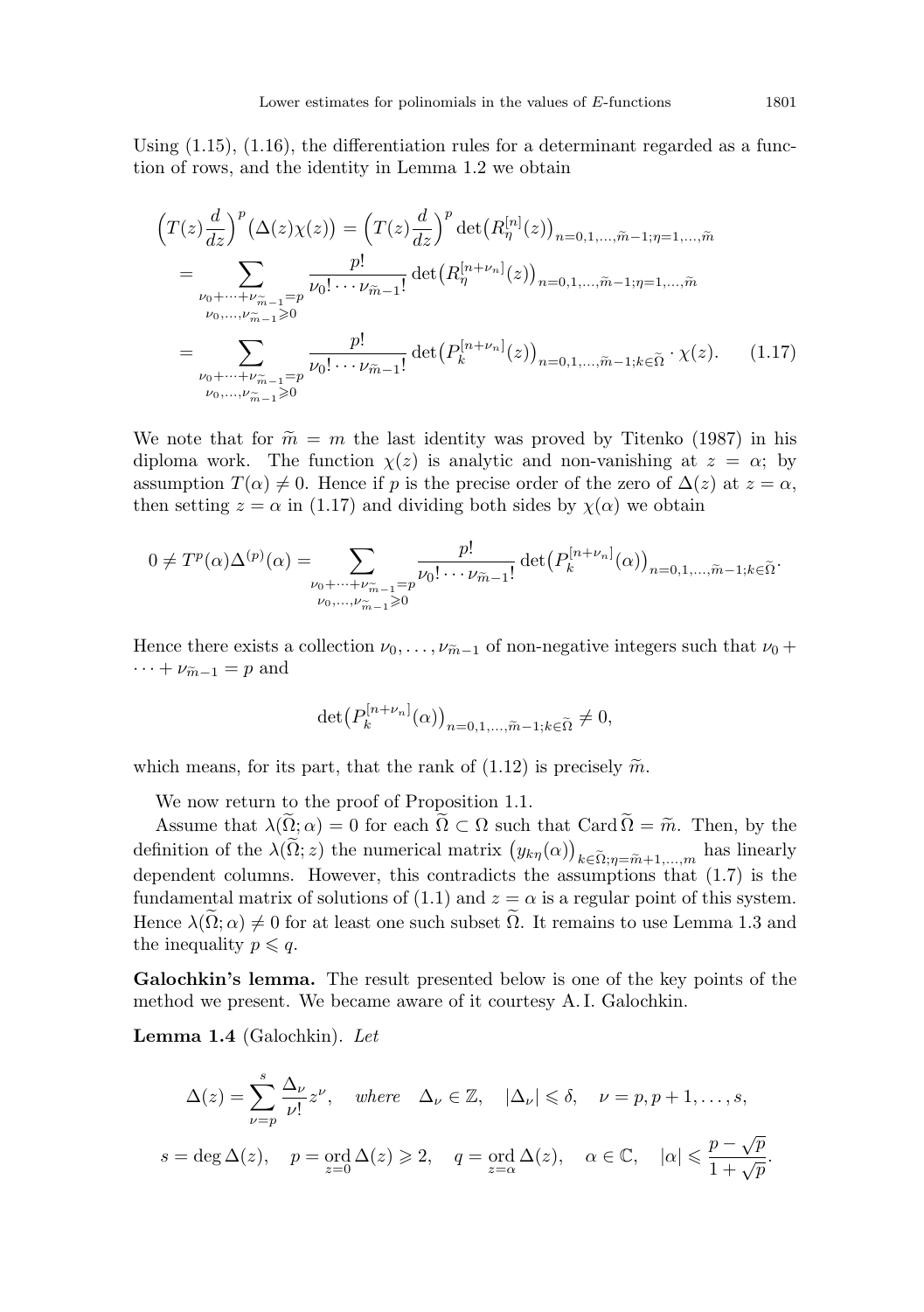Using (1.15), (1.16), the differentiation rules for a determinant regarded as a function of rows, and the identity in Lemma 1.2 we obtain

$$
\begin{aligned}
\Big(T(z)\frac{d}{dz}\Big)^p\big(\Delta(z)\chi(z)\big) &= \Big(T(z)\frac{d}{dz}\Big)^p \det\big(R_\eta^{[n]}(z)\big)_{n=0,1,\dots,\widetilde{m}-1;\eta=1,\dots,\widetilde{m}} \\
&= \sum_{\substack{\nu_0+\dots+\nu_{\widetilde{m}-1}=p\\ \nu_0,\dots,\nu_{\widetilde{m}-1}\geqslant 0}} \frac{p!}{\nu_0!\cdots\nu_{\widetilde{m}-1}!}\det\big(R_\eta^{[n+\nu_n]}(z)\big)_{n=0,1,\dots,\widetilde{m}-1;\eta=1,\dots,\widetilde{m}} \\
&= \sum_{\substack{\nu_0+\dots+\nu_{\widetilde{m}-1}=p\\ \nu_0,\dots,\nu_{\widetilde{m}-1}\geqslant 0}} \frac{p!}{\nu_0!\cdots\nu_{\widetilde{m}-1}!}\det\big(P_k^{[n+\nu_n]}(z)\big)_{n=0,1,\dots,\widetilde{m}-1;k\in\widetilde{\Omega}}\cdot\chi(z). \qquad (1.17)
\end{aligned}
$$

We note that for $\widetilde{m}=m$ the last identity was proved by Titenko (1987) in his diploma work. The function $\chi(z)$ is analytic and non-vanishing at $z=\alpha$; by assumption $T(\alpha)\neq 0$. Hence if $p$ is the precise order of the zero of $\Delta(z)$ at $z=\alpha$, then setting $z=\alpha$ in (1.17) and dividing both sides by $\chi(\alpha)$ we obtain

$$
0\neq T^p(\alpha)\Delta^{(p)}(\alpha)=\sum_{\substack{\nu_0+\dots+\nu_{\widetilde{m}-1}=p\\ \nu_0,\dots,\nu_{\widetilde{m}-1}\geqslant 0}} \frac{p!}{\nu_0!\cdots\nu_{\widetilde{m}-1}!}\det\big(P_k^{[n+\nu_n]}(\alpha)\big)_{n=0,1,\dots,\widetilde{m}-1;k\in\widetilde{\Omega}}.
$$

Hence there exists a collection $\nu_0,\dots,\nu_{\widetilde{m}-1}$ of non-negative integers such that $\nu_0+\dots+\nu_{\widetilde{m}-1}=p$ and

$$
\det\big(P_k^{[n+\nu_n]}(\alpha)\big)_{n=0,1,\dots,\widetilde{m}-1;k\in\widetilde{\Omega}}\neq 0,
$$

which means, for its part, that the rank of (1.12) is precisely $\widetilde{m}$.

We now return to the proof of Proposition 1.1.

Assume that $\lambda(\widetilde{\Omega};\alpha)=0$ for each $\widetilde{\Omega}\subset\Omega$ such that $\operatorname{Card}\widetilde{\Omega}=\widetilde{m}$. Then, by the definition of the $\lambda(\widetilde{\Omega};z)$ the numerical matrix $\big(y_{k\eta}(\alpha)\big)_{k\in\widetilde{\Omega};\eta=\widetilde{m}+1,\dots,m}$ has linearly dependent columns. However, this contradicts the assumptions that (1.7) is the fundamental matrix of solutions of (1.1) and $z=\alpha$ is a regular point of this system. Hence $\lambda(\widetilde{\Omega};\alpha)\neq 0$ for at least one such subset $\widetilde{\Omega}$. It remains to use Lemma 1.3 and the inequality $p\leqslant q$.

**Galochkin's lemma.** The result presented below is one of the key points of the method we present. We became aware of it courtesy A. I. Galochkin.

**Lemma 1.4** (Galochkin). *Let*

$$
\Delta(z)=\sum_{\nu=p}^{s}\frac{\Delta_\nu}{\nu!}z^\nu, \quad \textit{where}\quad \Delta_\nu\in\mathbb{Z},\quad |\Delta_\nu|\leqslant\delta,\quad \nu=p,p+1,\dots,s,
$$

$$
s=\deg\Delta(z),\quad p=\operatorname*{ord}_{z=0}\Delta(z)\geqslant 2,\quad q=\operatorname*{ord}_{z=\alpha}\Delta(z),\quad \alpha\in\mathbb{C},\quad |\alpha|\leqslant\frac{p-\sqrt{p}}{1+\sqrt{p}}.
$$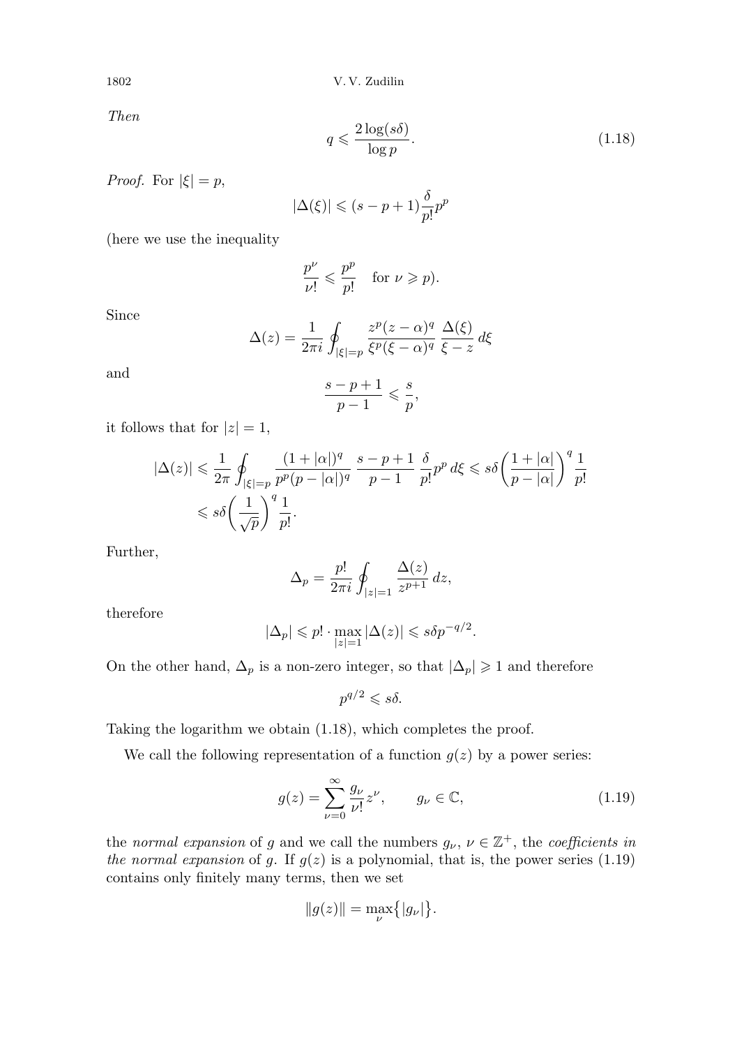*Then*

$$q \leqslant \frac{2\log(s\delta)}{\log p}. \tag{1.18}$$

*Proof.* For $|\xi| = p$,

$$|\Delta(\xi)| \leqslant (s-p+1)\frac{\delta}{p!}p^p$$

(here we use the inequality

$$\frac{p^\nu}{\nu!} \leqslant \frac{p^p}{p!} \quad \text{for } \nu \geqslant p).$$

Since

$$\Delta(z) = \frac{1}{2\pi i}\oint_{|\xi|=p} \frac{z^p(z-\alpha)^q}{\xi^p(\xi-\alpha)^q}\,\frac{\Delta(\xi)}{\xi - z}\,d\xi$$

and

$$\frac{s-p+1}{p-1} \leqslant \frac{s}{p},$$

it follows that for $|z| = 1$,

$$\begin{aligned}
|\Delta(z)| &\leqslant \frac{1}{2\pi}\oint_{|\xi|=p} \frac{(1+|\alpha|)^q}{p^p(p-|\alpha|)^q}\,\frac{s-p+1}{p-1}\,\frac{\delta}{p!}p^p\,d\xi \leqslant s\delta\biggl(\frac{1+|\alpha|}{p-|\alpha|}\biggr)^q\frac{1}{p!} \\
&\leqslant s\delta\biggl(\frac{1}{\sqrt{p}}\biggr)^q\frac{1}{p!}.
\end{aligned}$$

Further,

$$\Delta_p = \frac{p!}{2\pi i}\oint_{|z|=1}\frac{\Delta(z)}{z^{p+1}}\,dz,$$

therefore

$$|\Delta_p| \leqslant p! \cdot \max_{|z|=1}|\Delta(z)| \leqslant s\delta p^{-q/2}.$$

On the other hand, $\Delta_p$ is a non-zero integer, so that $|\Delta_p| \geqslant 1$ and therefore

$$p^{q/2} \leqslant s\delta.$$

Taking the logarithm we obtain (1.18), which completes the proof.

We call the following representation of a function $g(z)$ by a power series:

$$g(z) = \sum_{\nu=0}^{\infty}\frac{g_\nu}{\nu!}z^\nu, \qquad g_\nu \in \mathbb{C}, \tag{1.19}$$

the *normal expansion* of $g$ and we call the numbers $g_\nu$, $\nu \in \mathbb{Z}^+$, the *coefficients in the normal expansion* of $g$. If $g(z)$ is a polynomial, that is, the power series (1.19) contains only finitely many terms, then we set

$$\|g(z)\| = \max_\nu\bigl\{|g_\nu|\bigr\}.$$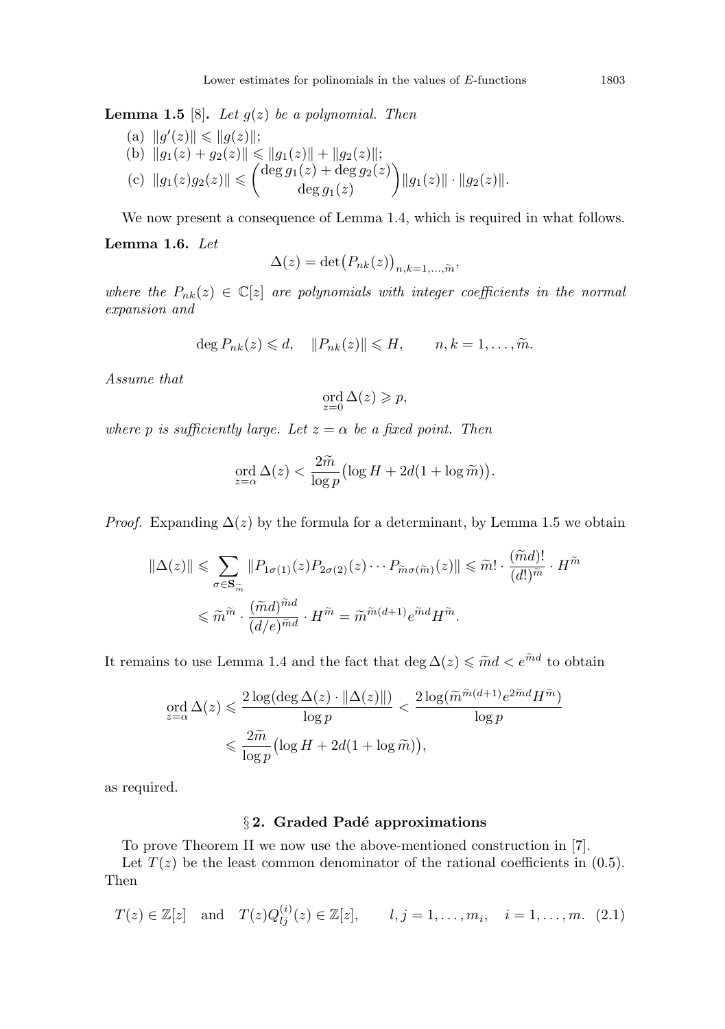**Lemma 1.5** [8]**.** *Let $g(z)$ be a polynomial. Then*

(a) $\|g'(z)\| \leqslant \|g(z)\|$;
(b) $\|g_1(z) + g_2(z)\| \leqslant \|g_1(z)\| + \|g_2(z)\|$;
(c) $\|g_1(z)g_2(z)\| \leqslant \dbinom{\deg g_1(z) + \deg g_2(z)}{\deg g_1(z)} \|g_1(z)\| \cdot \|g_2(z)\|$.

We now present a consequence of Lemma 1.4, which is required in what follows.

**Lemma 1.6.** *Let*

$$\Delta(z) = \det\bigl(P_{nk}(z)\bigr)_{n,k=1,\dots,\widetilde{m}},$$

*where the $P_{nk}(z) \in \mathbb{C}[z]$ are polynomials with integer coefficients in the normal expansion and*

$$\deg P_{nk}(z) \leqslant d, \quad \|P_{nk}(z)\| \leqslant H, \qquad n,k = 1,\dots,\widetilde{m}.$$

*Assume that*

$$\operatorname*{ord}_{z=0} \Delta(z) \geqslant p,$$

*where $p$ is sufficiently large. Let $z = \alpha$ be a fixed point. Then*

$$\operatorname*{ord}_{z=\alpha} \Delta(z) < \frac{2\widetilde{m}}{\log p}\bigl(\log H + 2d(1 + \log \widetilde{m})\bigr).$$

*Proof.* Expanding $\Delta(z)$ by the formula for a determinant, by Lemma 1.5 we obtain

$$\begin{aligned}
\|\Delta(z)\| &\leqslant \sum_{\sigma \in \mathbf{S}_{\widetilde{m}}} \|P_{1\sigma(1)}(z)P_{2\sigma(2)}(z)\cdots P_{\widetilde{m}\sigma(\widetilde{m})}(z)\| \leqslant \widetilde{m}! \cdot \frac{(\widetilde{m}d)!}{(d!)^{\widetilde{m}}} \cdot H^{\widetilde{m}} \\
&\leqslant \widetilde{m}^{\widetilde{m}} \cdot \frac{(\widetilde{m}d)^{\widetilde{m}d}}{(d/e)^{\widetilde{m}d}} \cdot H^{\widetilde{m}} = \widetilde{m}^{\widetilde{m}(d+1)} e^{\widetilde{m}d} H^{\widetilde{m}}.
\end{aligned}$$

It remains to use Lemma 1.4 and the fact that $\deg \Delta(z) \leqslant \widetilde{m}d < e^{\widetilde{m}d}$ to obtain

$$\begin{aligned}
\operatorname*{ord}_{z=\alpha} \Delta(z) &\leqslant \frac{2\log(\deg \Delta(z) \cdot \|\Delta(z)\|)}{\log p} < \frac{2\log(\widetilde{m}^{\widetilde{m}(d+1)} e^{2\widetilde{m}d} H^{\widetilde{m}})}{\log p} \\
&\leqslant \frac{2\widetilde{m}}{\log p}\bigl(\log H + 2d(1 + \log \widetilde{m})\bigr),
\end{aligned}$$

as required.

## § 2. Graded Padé approximations

To prove Theorem II we now use the above-mentioned construction in [7].

Let $T(z)$ be the least common denominator of the rational coefficients in (0.5). Then

$$T(z) \in \mathbb{Z}[z] \quad \text{and} \quad T(z)Q_{lj}^{(i)}(z) \in \mathbb{Z}[z], \qquad l,j = 1,\dots,m_i, \quad i = 1,\dots,m. \quad (2.1)$$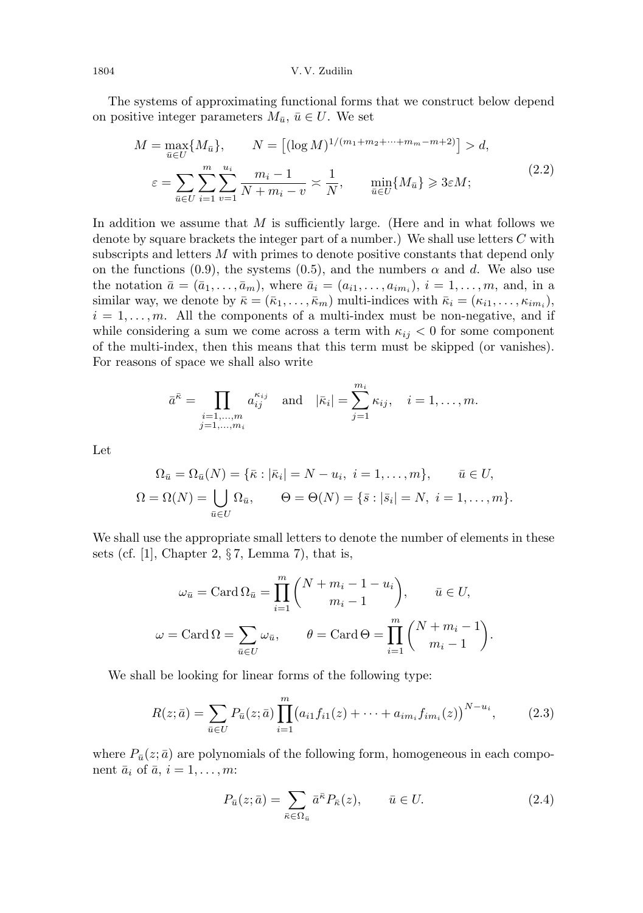The systems of approximating functional forms that we construct below depend on positive integer parameters $M_{\bar u}$, $\bar u \in U$. We set

$$
\begin{gathered}
M=\max_{\bar u\in U}\{M_{\bar u}\}, \qquad N=\bigl[(\log M)^{1/(m_1+m_2+\dots+m_m-m+2)}\bigr]>d,\\
\varepsilon=\sum_{\bar u\in U}\sum_{i=1}^{m}\sum_{v=1}^{u_i}\frac{m_i-1}{N+m_i-v}\asymp\frac{1}{N}, \qquad \min_{\bar u\in U}\{M_{\bar u}\}\geqslant 3\varepsilon M;
\end{gathered}
\tag{2.2}
$$

In addition we assume that $M$ is sufficiently large. (Here and in what follows we denote by square brackets the integer part of a number.) We shall use letters $C$ with subscripts and letters $M$ with primes to denote positive constants that depend only on the functions (0.9), the systems (0.5), and the numbers $\alpha$ and $d$. We also use the notation $\bar a=(\bar a_1,\dots,\bar a_m)$, where $\bar a_i=(a_{i1},\dots,a_{im_i})$, $i=1,\dots,m$, and, in a similar way, we denote by $\bar\kappa=(\bar\kappa_1,\dots,\bar\kappa_m)$ multi-indices with $\bar\kappa_i=(\kappa_{i1},\dots,\kappa_{im_i})$, $i=1,\dots,m$. All the components of a multi-index must be non-negative, and if while considering a sum we come across a term with $\kappa_{ij}<0$ for some component of the multi-index, then this means that this term must be skipped (or vanishes). For reasons of space we shall also write

$$
\bar a^{\bar\kappa}=\prod_{\substack{i=1,\dots,m\\ j=1,\dots,m_i}}a_{ij}^{\kappa_{ij}} \quad\text{and}\quad |\bar\kappa_i|=\sum_{j=1}^{m_i}\kappa_{ij}, \quad i=1,\dots,m.
$$

Let

$$
\begin{gathered}
\Omega_{\bar u}=\Omega_{\bar u}(N)=\{\bar\kappa:|\bar\kappa_i|=N-u_i,\ i=1,\dots,m\}, \qquad \bar u\in U,\\
\Omega=\Omega(N)=\bigcup_{\bar u\in U}\Omega_{\bar u}, \qquad \Theta=\Theta(N)=\{\bar s:|\bar s_i|=N,\ i=1,\dots,m\}.
\end{gathered}
$$

We shall use the appropriate small letters to denote the number of elements in these sets (cf. [1], Chapter 2, § 7, Lemma 7), that is,

$$
\begin{gathered}
\omega_{\bar u}=\operatorname{Card}\Omega_{\bar u}=\prod_{i=1}^{m}\binom{N+m_i-1-u_i}{m_i-1}, \qquad \bar u\in U,\\
\omega=\operatorname{Card}\Omega=\sum_{\bar u\in U}\omega_{\bar u}, \qquad \theta=\operatorname{Card}\Theta=\prod_{i=1}^{m}\binom{N+m_i-1}{m_i-1}.
\end{gathered}
$$

We shall be looking for linear forms of the following type:

$$
R(z;\bar a)=\sum_{\bar u\in U}P_{\bar u}(z;\bar a)\prod_{i=1}^{m}\bigl(a_{i1}f_{i1}(z)+\dots+a_{im_i}f_{im_i}(z)\bigr)^{N-u_i}, \tag{2.3}
$$

where $P_{\bar u}(z;\bar a)$ are polynomials of the following form, homogeneous in each component $\bar a_i$ of $\bar a$, $i=1,\dots,m$:

$$
P_{\bar u}(z;\bar a)=\sum_{\bar\kappa\in\Omega_{\bar u}}\bar a^{\bar\kappa}P_{\bar\kappa}(z), \qquad \bar u\in U. \tag{2.4}
$$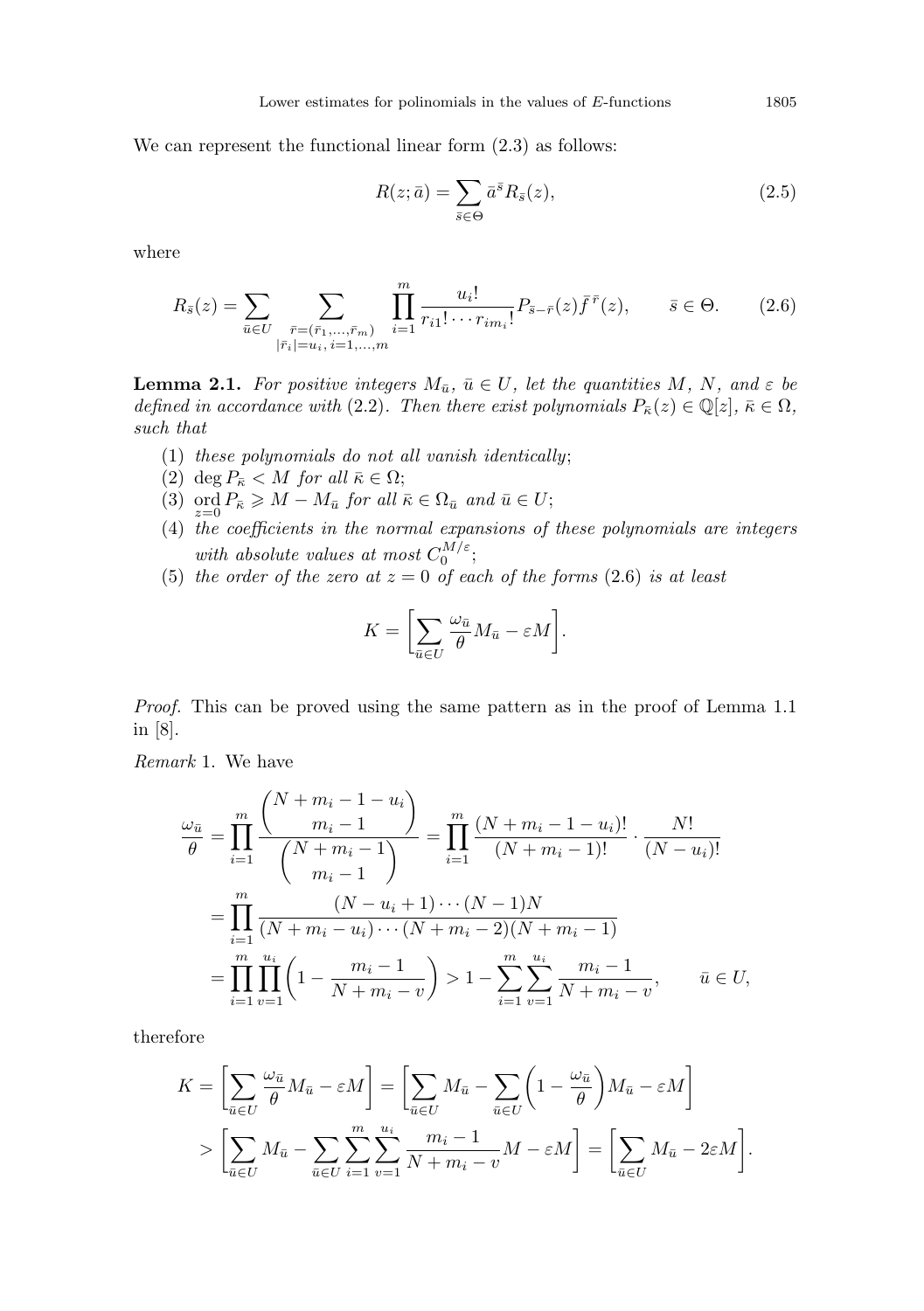We can represent the functional linear form (2.3) as follows:

$$R(z;\bar{a}) = \sum_{\bar{s}\in\Theta} \bar{a}^{\bar{s}} R_{\bar{s}}(z), \tag{2.5}$$

where

$$R_{\bar{s}}(z) = \sum_{\bar{u}\in U} \sum_{\substack{\bar{r}=(\bar{r}_1,\dots,\bar{r}_m)\\ |\bar{r}_i|=u_i,\, i=1,\dots,m}} \prod_{i=1}^{m} \frac{u_i!}{r_{i1}!\cdots r_{im_i}!} P_{\bar{s}-\bar{r}}(z) \bar{f}^{\,\bar{r}}(z), \qquad \bar{s}\in\Theta. \tag{2.6}$$

**Lemma 2.1.** *For positive integers $M_{\bar{u}}$, $\bar{u}\in U$, let the quantities $M$, $N$, and $\varepsilon$ be defined in accordance with* (2.2). *Then there exist polynomials $P_{\bar{\kappa}}(z)\in\mathbb{Q}[z]$, $\bar{\kappa}\in\Omega$, such that*

1. *these polynomials do not all vanish identically*;
2. $\deg P_{\bar{\kappa}} < M$ *for all* $\bar{\kappa}\in\Omega$;
3. $\operatorname*{ord}_{z=0} P_{\bar{\kappa}} \geqslant M - M_{\bar{u}}$ *for all* $\bar{\kappa}\in\Omega_{\bar{u}}$ *and* $\bar{u}\in U$;
4. *the coefficients in the normal expansions of these polynomials are integers with absolute values at most* $C_0^{M/\varepsilon}$;
5. *the order of the zero at $z=0$ of each of the forms* (2.6) *is at least*

$$K = \left[\sum_{\bar{u}\in U} \frac{\omega_{\bar{u}}}{\theta} M_{\bar{u}} - \varepsilon M\right].$$

*Proof.* This can be proved using the same pattern as in the proof of Lemma 1.1 in [8].

*Remark* 1. We have

$$\begin{aligned}
\frac{\omega_{\bar{u}}}{\theta} &= \prod_{i=1}^{m} \frac{\binom{N+m_i-1-u_i}{m_i-1}}{\binom{N+m_i-1}{m_i-1}} = \prod_{i=1}^{m} \frac{(N+m_i-1-u_i)!}{(N+m_i-1)!}\cdot\frac{N!}{(N-u_i)!} \\
&= \prod_{i=1}^{m} \frac{(N-u_i+1)\cdots(N-1)N}{(N+m_i-u_i)\cdots(N+m_i-2)(N+m_i-1)} \\
&= \prod_{i=1}^{m}\prod_{v=1}^{u_i}\left(1-\frac{m_i-1}{N+m_i-v}\right) > 1 - \sum_{i=1}^{m}\sum_{v=1}^{u_i} \frac{m_i-1}{N+m_i-v}, \qquad \bar{u}\in U,
\end{aligned}$$

therefore

$$\begin{aligned}
K &= \left[\sum_{\bar{u}\in U}\frac{\omega_{\bar{u}}}{\theta}M_{\bar{u}} - \varepsilon M\right] = \left[\sum_{\bar{u}\in U} M_{\bar{u}} - \sum_{\bar{u}\in U}\left(1-\frac{\omega_{\bar{u}}}{\theta}\right)M_{\bar{u}} - \varepsilon M\right] \\
&> \left[\sum_{\bar{u}\in U} M_{\bar{u}} - \sum_{\bar{u}\in U}\sum_{i=1}^{m}\sum_{v=1}^{u_i}\frac{m_i-1}{N+m_i-v}M - \varepsilon M\right] = \left[\sum_{\bar{u}\in U} M_{\bar{u}} - 2\varepsilon M\right].
\end{aligned}$$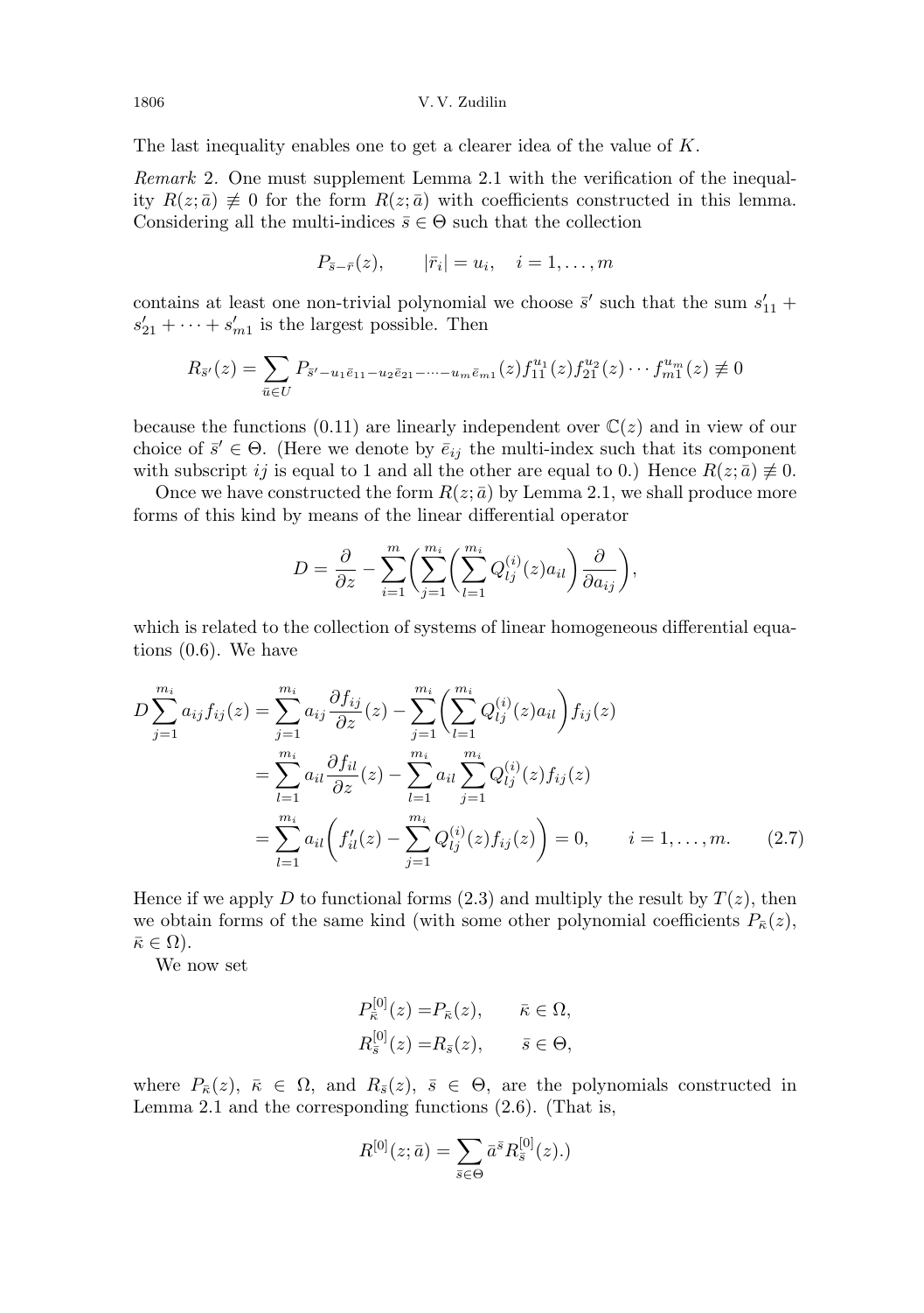The last inequality enables one to get a clearer idea of the value of $K$.

*Remark* 2. One must supplement Lemma 2.1 with the verification of the inequality $R(z;\bar a)\not\equiv 0$ for the form $R(z;\bar a)$ with coefficients constructed in this lemma. Considering all the multi-indices $\bar s\in\Theta$ such that the collection

$$P_{\bar s-\bar r}(z), \qquad |\bar r_i| = u_i, \quad i=1,\dots,m$$

contains at least one non-trivial polynomial we choose $\bar s'$ such that the sum $s'_{11}+s'_{21}+\dots+s'_{m1}$ is the largest possible. Then

$$R_{\bar s'}(z) = \sum_{\bar u\in U} P_{\bar s'-u_1\bar e_{11}-u_2\bar e_{21}-\dots-u_m\bar e_{m1}}(z) f_{11}^{u_1}(z) f_{21}^{u_2}(z)\cdots f_{m1}^{u_m}(z)\not\equiv 0$$

because the functions (0.11) are linearly independent over $\mathbb{C}(z)$ and in view of our choice of $\bar s'\in\Theta$. (Here we denote by $\bar e_{ij}$ the multi-index such that its component with subscript $ij$ is equal to 1 and all the other are equal to 0.) Hence $R(z;\bar a)\not\equiv 0$.

Once we have constructed the form $R(z;\bar a)$ by Lemma 2.1, we shall produce more forms of this kind by means of the linear differential operator

$$D = \frac{\partial}{\partial z} - \sum_{i=1}^m \biggl( \sum_{j=1}^{m_i} \biggl( \sum_{l=1}^{m_i} Q_{lj}^{(i)}(z) a_{il} \biggr) \frac{\partial}{\partial a_{ij}} \biggr),$$

which is related to the collection of systems of linear homogeneous differential equations (0.6). We have

$$\begin{aligned} D\sum_{j=1}^{m_i} a_{ij} f_{ij}(z) &= \sum_{j=1}^{m_i} a_{ij}\frac{\partial f_{ij}}{\partial z}(z) - \sum_{j=1}^{m_i}\biggl(\sum_{l=1}^{m_i} Q_{lj}^{(i)}(z) a_{il}\biggr) f_{ij}(z) \\ &= \sum_{l=1}^{m_i} a_{il}\frac{\partial f_{il}}{\partial z}(z) - \sum_{l=1}^{m_i} a_{il}\sum_{j=1}^{m_i} Q_{lj}^{(i)}(z) f_{ij}(z) \\ &= \sum_{l=1}^{m_i} a_{il}\biggl( f'_{il}(z) - \sum_{j=1}^{m_i} Q_{lj}^{(i)}(z) f_{ij}(z)\biggr) = 0, \qquad i=1,\dots,m. \end{aligned} \tag{2.7}$$

Hence if we apply $D$ to functional forms (2.3) and multiply the result by $T(z)$, then we obtain forms of the same kind (with some other polynomial coefficients $P_{\bar\kappa}(z)$, $\bar\kappa\in\Omega$).

We now set

$$\begin{aligned} P_{\bar\kappa}^{[0]}(z) &= P_{\bar\kappa}(z), \qquad \bar\kappa\in\Omega, \\ R_{\bar s}^{[0]}(z) &= R_{\bar s}(z), \qquad \bar s\in\Theta, \end{aligned}$$

where $P_{\bar\kappa}(z)$, $\bar\kappa\in\Omega$, and $R_{\bar s}(z)$, $\bar s\in\Theta$, are the polynomials constructed in Lemma 2.1 and the corresponding functions (2.6). (That is,

$$R^{[0]}(z;\bar a) = \sum_{\bar s\in\Theta} \bar a^{\bar s} R_{\bar s}^{[0]}(z).)$$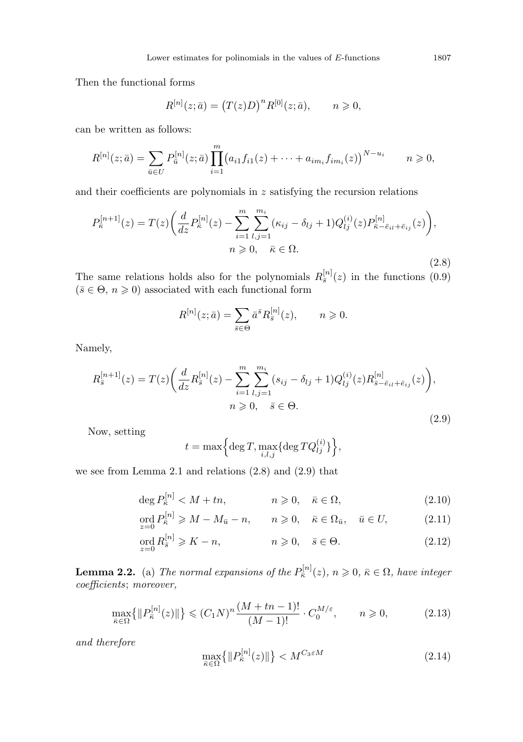Then the functional forms

$$R^{[n]}(z;\bar a) = \big(T(z)D\big)^n R^{[0]}(z;\bar a), \qquad n \geqslant 0,$$

can be written as follows:

$$R^{[n]}(z;\bar a) = \sum_{\bar u \in U} P^{[n]}_{\bar u}(z;\bar a) \prod_{i=1}^{m} \big(a_{i1} f_{i1}(z) + \dots + a_{im_i} f_{im_i}(z)\big)^{N-u_i} \qquad n \geqslant 0,$$

and their coefficients are polynomials in $z$ satisfying the recursion relations

$$P^{[n+1]}_{\bar\kappa}(z) = T(z)\bigg(\frac{d}{dz} P^{[n]}_{\bar\kappa}(z) - \sum_{i=1}^{m} \sum_{l,j=1}^{m_i} (\kappa_{ij} - \delta_{lj} + 1) Q^{(i)}_{lj}(z) P^{[n]}_{\bar\kappa - \bar e_{il} + \bar e_{ij}}(z)\bigg), \qquad n \geqslant 0, \quad \bar\kappa \in \Omega. \tag{2.8}$$

The same relations holds also for the polynomials $R^{[n]}_{\bar s}(z)$ in the functions (0.9) ($\bar s \in \Theta$, $n \geqslant 0$) associated with each functional form

$$R^{[n]}(z;\bar a) = \sum_{\bar s \in \Theta} \bar a^{\bar s} R^{[n]}_{\bar s}(z), \qquad n \geqslant 0.$$

Namely,

$$R^{[n+1]}_{\bar s}(z) = T(z)\bigg(\frac{d}{dz} R^{[n]}_{\bar s}(z) - \sum_{i=1}^{m} \sum_{l,j=1}^{m_i} (s_{ij} - \delta_{lj} + 1) Q^{(i)}_{lj}(z) R^{[n]}_{\bar s - \bar e_{il} + \bar e_{ij}}(z)\bigg), \qquad n \geqslant 0, \quad \bar s \in \Theta. \tag{2.9}$$

Now, setting

$$t = \max\Big\{\deg T, \max_{i,l,j}\{\deg T Q^{(i)}_{lj}\}\Big\},$$

we see from Lemma 2.1 and relations (2.8) and (2.9) that

$$\deg P^{[n]}_{\bar\kappa} < M + tn, \qquad n \geqslant 0, \quad \bar\kappa \in \Omega, \tag{2.10}$$

$$\operatorname*{ord}_{z=0} P^{[n]}_{\bar\kappa} \geqslant M - M_{\bar u} - n, \qquad n \geqslant 0, \quad \bar\kappa \in \Omega_{\bar u}, \quad \bar u \in U, \tag{2.11}$$

$$\operatorname*{ord}_{z=0} R^{[n]}_{\bar s} \geqslant K - n, \qquad n \geqslant 0, \quad \bar s \in \Theta. \tag{2.12}$$

**Lemma 2.2.** (a) *The normal expansions of the $P^{[n]}_{\bar\kappa}(z)$, $n \geqslant 0$, $\bar\kappa \in \Omega$, have integer coefficients*; *moreover,*

$$\max_{\bar\kappa \in \Omega}\big\{\|P^{[n]}_{\bar\kappa}(z)\|\big\} \leqslant (C_1 N)^n \frac{(M + tn - 1)!}{(M-1)!} \cdot C_0^{M/\varepsilon}, \qquad n \geqslant 0, \tag{2.13}$$

*and therefore*

$$\max_{\bar\kappa \in \Omega}\big\{\|P^{[n]}_{\bar\kappa}(z)\|\big\} < M^{C_3 \varepsilon M} \tag{2.14}$$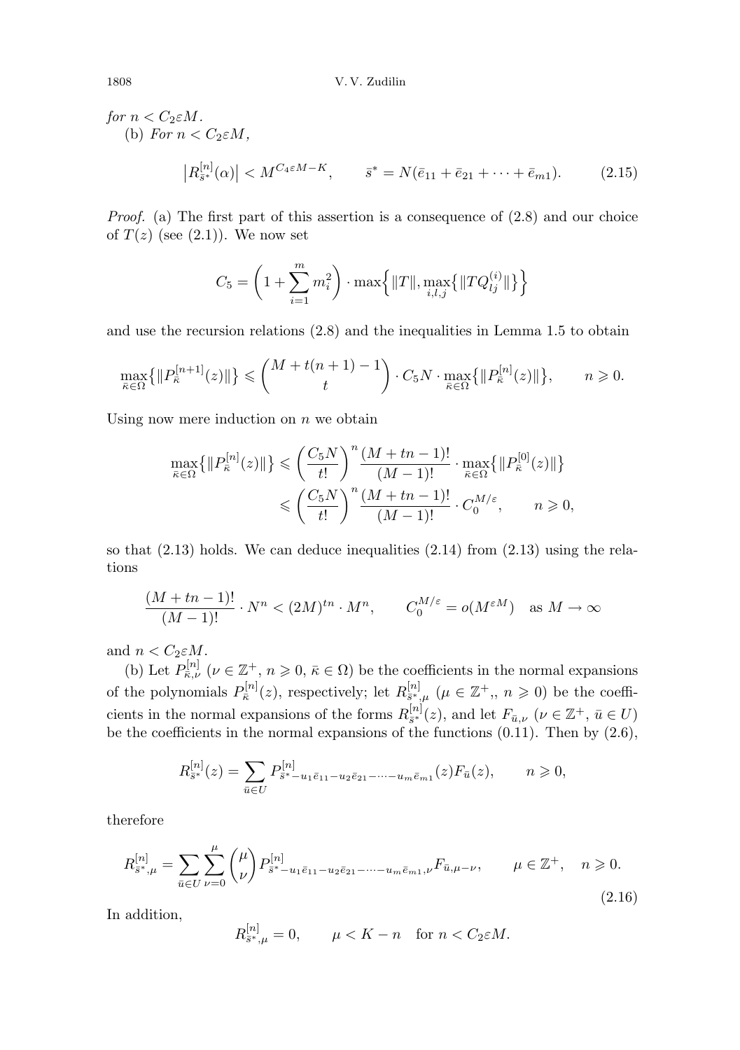*for* $n < C_2 \varepsilon M$.

(b) *For* $n < C_2 \varepsilon M$,

$$\left|R^{[n]}_{\bar{s}^*}(\alpha)\right| < M^{C_4 \varepsilon M - K}, \qquad \bar{s}^* = N(\bar{e}_{11} + \bar{e}_{21} + \dots + \bar{e}_{m1}). \tag{2.15}$$

*Proof.* (a) The first part of this assertion is a consequence of (2.8) and our choice of $T(z)$ (see (2.1)). We now set

$$C_5 = \left(1 + \sum_{i=1}^{m} m_i^2\right) \cdot \max\Big\{\|T\|, \max_{i,l,j}\big\{\|TQ^{(i)}_{lj}\|\big\}\Big\}$$

and use the recursion relations (2.8) and the inequalities in Lemma 1.5 to obtain

$$\max_{\bar{\kappa} \in \Omega}\big\{\|P^{[n+1]}_{\bar{\kappa}}(z)\|\big\} \leqslant \binom{M + t(n+1) - 1}{t} \cdot C_5 N \cdot \max_{\bar{\kappa} \in \Omega}\big\{\|P^{[n]}_{\bar{\kappa}}(z)\|\big\}, \qquad n \geqslant 0.$$

Using now mere induction on $n$ we obtain

$$\begin{aligned}
\max_{\bar{\kappa} \in \Omega}\big\{\|P^{[n]}_{\bar{\kappa}}(z)\|\big\} &\leqslant \left(\frac{C_5 N}{t!}\right)^n \frac{(M + tn - 1)!}{(M-1)!} \cdot \max_{\bar{\kappa} \in \Omega}\big\{\|P^{[0]}_{\bar{\kappa}}(z)\|\big\} \\
&\leqslant \left(\frac{C_5 N}{t!}\right)^n \frac{(M + tn - 1)!}{(M-1)!} \cdot C_0^{M/\varepsilon}, \qquad n \geqslant 0,
\end{aligned}$$

so that (2.13) holds. We can deduce inequalities (2.14) from (2.13) using the relations

$$\frac{(M + tn - 1)!}{(M-1)!} \cdot N^n < (2M)^{tn} \cdot M^n, \qquad C_0^{M/\varepsilon} = o(M^{\varepsilon M}) \quad \text{as } M \to \infty$$

and $n < C_2 \varepsilon M$.

(b) Let $P^{[n]}_{\bar{\kappa},\nu}$ ($\nu \in \mathbb{Z}^+$, $n \geqslant 0$, $\bar{\kappa} \in \Omega$) be the coefficients in the normal expansions of the polynomials $P^{[n]}_{\bar{\kappa}}(z)$, respectively; let $R^{[n]}_{\bar{s}^*,\mu}$ ($\mu \in \mathbb{Z}^+$,, $n \geqslant 0$) be the coefficients in the normal expansions of the forms $R^{[n]}_{\bar{s}^*}(z)$, and let $F_{\bar{u},\nu}$ ($\nu \in \mathbb{Z}^+$, $\bar{u} \in U$) be the coefficients in the normal expansions of the functions (0.11). Then by (2.6),

$$R^{[n]}_{\bar{s}^*}(z) = \sum_{\bar{u} \in U} P^{[n]}_{\bar{s}^* - u_1 \bar{e}_{11} - u_2 \bar{e}_{21} - \dots - u_m \bar{e}_{m1}}(z) F_{\bar{u}}(z), \qquad n \geqslant 0,$$

therefore

$$R^{[n]}_{\bar{s}^*,\mu} = \sum_{\bar{u} \in U} \sum_{\nu=0}^{\mu} \binom{\mu}{\nu} P^{[n]}_{\bar{s}^* - u_1 \bar{e}_{11} - u_2 \bar{e}_{21} - \dots - u_m \bar{e}_{m1},\nu} F_{\bar{u},\mu-\nu}, \qquad \mu \in \mathbb{Z}^+, \quad n \geqslant 0. \tag{2.16}$$

In addition,

$$R^{[n]}_{\bar{s}^*,\mu} = 0, \qquad \mu < K - n \quad \text{for } n < C_2 \varepsilon M.$$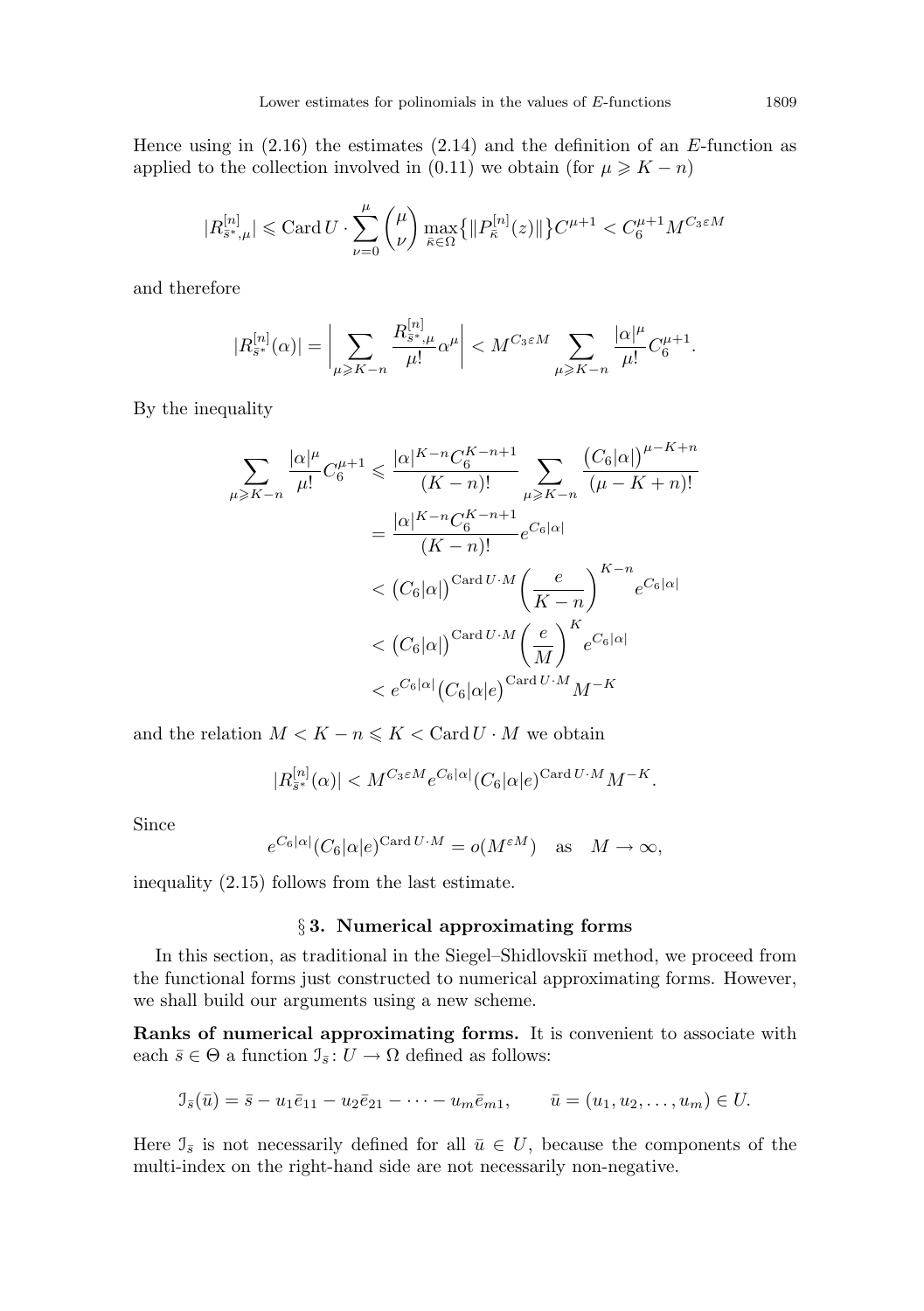Hence using in (2.16) the estimates (2.14) and the definition of an $E$-function as applied to the collection involved in (0.11) we obtain (for $\mu \geqslant K - n$)

$$|R^{[n]}_{\bar{s}^*,\mu}| \leqslant \operatorname{Card} U \cdot \sum_{\nu=0}^{\mu} \binom{\mu}{\nu} \max_{\bar{\kappa}\in\Omega} \{ \|P^{[n]}_{\bar{\kappa}}(z)\| \} C^{\mu+1} < C_6^{\mu+1} M^{C_3 \varepsilon M}$$

and therefore

$$|R^{[n]}_{\bar{s}^*}(\alpha)| = \left| \sum_{\mu \geqslant K-n} \frac{R^{[n]}_{\bar{s}^*,\mu}}{\mu!} \alpha^\mu \right| < M^{C_3 \varepsilon M} \sum_{\mu \geqslant K-n} \frac{|\alpha|^\mu}{\mu!} C_6^{\mu+1}.$$

By the inequality

$$\begin{aligned}
\sum_{\mu \geqslant K-n} \frac{|\alpha|^\mu}{\mu!} C_6^{\mu+1} &\leqslant \frac{|\alpha|^{K-n} C_6^{K-n+1}}{(K-n)!} \sum_{\mu \geqslant K-n} \frac{\bigl(C_6|\alpha|\bigr)^{\mu-K+n}}{(\mu-K+n)!} \\
&= \frac{|\alpha|^{K-n} C_6^{K-n+1}}{(K-n)!} e^{C_6|\alpha|} \\
&< \bigl(C_6|\alpha|\bigr)^{\operatorname{Card} U \cdot M} \left( \frac{e}{K-n} \right)^{K-n} e^{C_6|\alpha|} \\
&< \bigl(C_6|\alpha|\bigr)^{\operatorname{Card} U \cdot M} \left( \frac{e}{M} \right)^{K} e^{C_6|\alpha|} \\
&< e^{C_6|\alpha|} \bigl(C_6|\alpha|e\bigr)^{\operatorname{Card} U \cdot M} M^{-K}
\end{aligned}$$

and the relation $M < K - n \leqslant K < \operatorname{Card} U \cdot M$ we obtain

$$|R^{[n]}_{\bar{s}^*}(\alpha)| < M^{C_3 \varepsilon M} e^{C_6|\alpha|} (C_6|\alpha|e)^{\operatorname{Card} U \cdot M} M^{-K}.$$

Since

$$e^{C_6|\alpha|} (C_6|\alpha|e)^{\operatorname{Card} U \cdot M} = o(M^{\varepsilon M}) \quad \text{as} \quad M \to \infty,$$

inequality (2.15) follows from the last estimate.

## § 3. Numerical approximating forms

In this section, as traditional in the Siegel–Shidlovskiĭ method, we proceed from the functional forms just constructed to numerical approximating forms. However, we shall build our arguments using a new scheme.

**Ranks of numerical approximating forms.** It is convenient to associate with each $\bar{s} \in \Theta$ a function $\mathcal{I}_{\bar{s}} \colon U \to \Omega$ defined as follows:

$$\mathcal{I}_{\bar{s}}(\bar{u}) = \bar{s} - u_1 \bar{e}_{11} - u_2 \bar{e}_{21} - \cdots - u_m \bar{e}_{m1}, \qquad \bar{u} = (u_1, u_2, \ldots, u_m) \in U.$$

Here $\mathcal{I}_{\bar{s}}$ is not necessarily defined for all $\bar{u} \in U$, because the components of the multi-index on the right-hand side are not necessarily non-negative.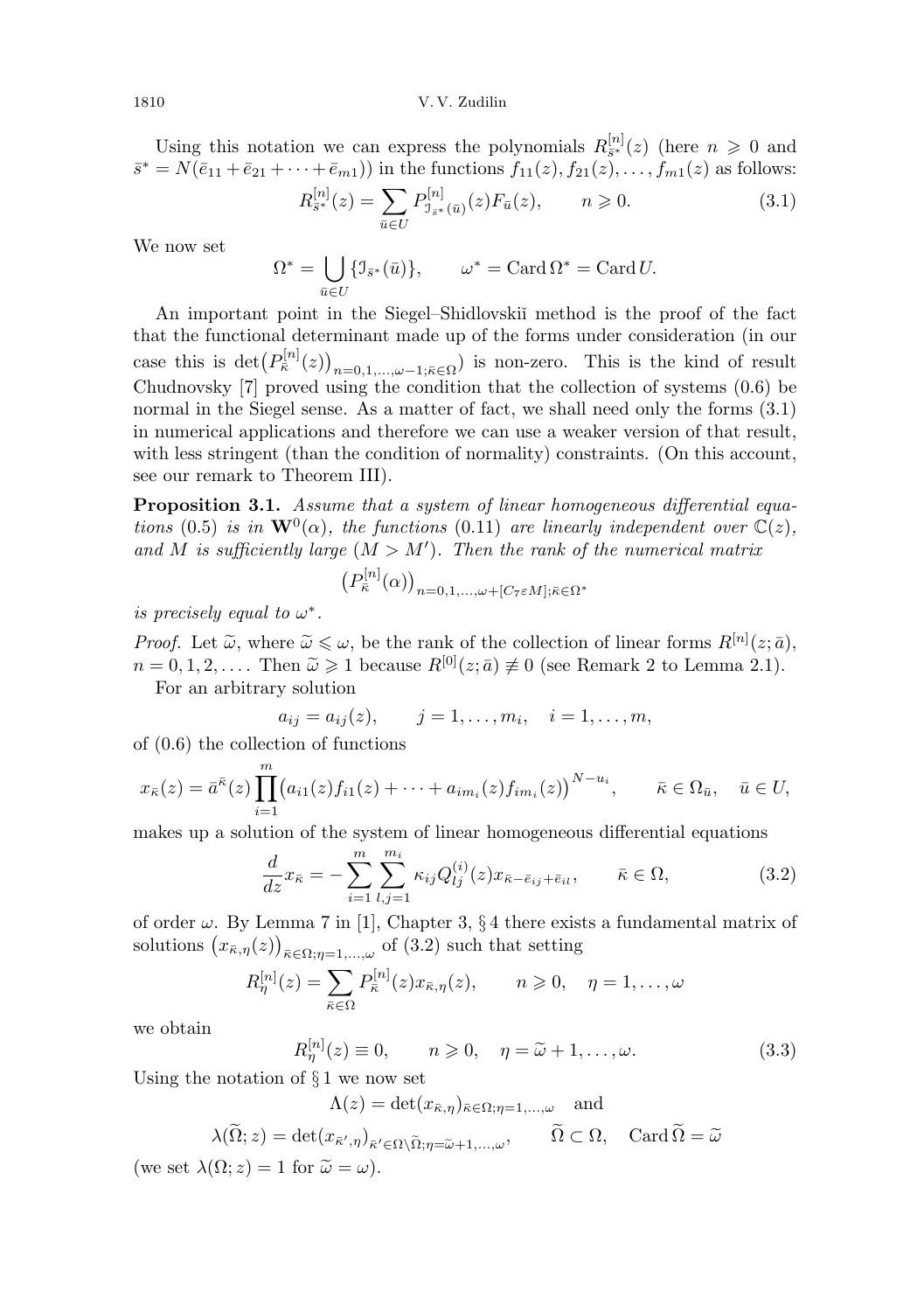Using this notation we can express the polynomials $R^{[n]}_{\bar{s}^*}(z)$ (here $n \geqslant 0$ and $\bar{s}^* = N(\bar{e}_{11} + \bar{e}_{21} + \dots + \bar{e}_{m1})$) in the functions $f_{11}(z), f_{21}(z), \dots, f_{m1}(z)$ as follows:

$$R^{[n]}_{\bar{s}^*}(z) = \sum_{\bar{u} \in U} P^{[n]}_{\mathfrak{I}_{\bar{s}^*}(\bar{u})}(z) F_{\bar{u}}(z), \qquad n \geqslant 0. \tag{3.1}$$

We now set

$$\Omega^* = \bigcup_{\bar{u} \in U} \{\mathfrak{I}_{\bar{s}^*}(\bar{u})\}, \qquad \omega^* = \operatorname{Card} \Omega^* = \operatorname{Card} U.$$

An important point in the Siegel–Shidlovskiĭ method is the proof of the fact that the functional determinant made up of the forms under consideration (in our case this is $\det\bigl(P^{[n]}_{\bar{\kappa}}(z)\bigr)_{n=0,1,\dots,\omega-1;\bar{\kappa}\in\Omega}$) is non-zero. This is the kind of result Chudnovsky [7] proved using the condition that the collection of systems (0.6) be normal in the Siegel sense. As a matter of fact, we shall need only the forms (3.1) in numerical applications and therefore we can use a weaker version of that result, with less stringent (than the condition of normality) constraints. (On this account, see our remark to Theorem III).

**Proposition 3.1.** *Assume that a system of linear homogeneous differential equations* (0.5) *is in* $\mathbf{W}^0(\alpha)$, *the functions* (0.11) *are linearly independent over* $\mathbb{C}(z)$, *and* $M$ *is sufficiently large* ($M > M'$). *Then the rank of the numerical matrix*

$$\bigl(P^{[n]}_{\bar{\kappa}}(\alpha)\bigr)_{n=0,1,\dots,\omega+[C_7\varepsilon M];\bar{\kappa}\in\Omega^*}$$

*is precisely equal to* $\omega^*$.

*Proof.* Let $\widetilde{\omega}$, where $\widetilde{\omega} \leqslant \omega$, be the rank of the collection of linear forms $R^{[n]}(z;\bar{a})$, $n = 0, 1, 2, \dots$. Then $\widetilde{\omega} \geqslant 1$ because $R^{[0]}(z;\bar{a}) \not\equiv 0$ (see Remark 2 to Lemma 2.1).

For an arbitrary solution

$$a_{ij} = a_{ij}(z), \qquad j = 1, \dots, m_i, \quad i = 1, \dots, m,$$

of (0.6) the collection of functions

$$x_{\bar{\kappa}}(z) = \bar{a}^{\bar{\kappa}}(z) \prod_{i=1}^{m} \bigl(a_{i1}(z) f_{i1}(z) + \dots + a_{im_i}(z) f_{im_i}(z)\bigr)^{N-u_i}, \qquad \bar{\kappa} \in \Omega_{\bar{u}}, \quad \bar{u} \in U,$$

makes up a solution of the system of linear homogeneous differential equations

$$\frac{d}{dz} x_{\bar{\kappa}} = -\sum_{i=1}^{m} \sum_{l,j=1}^{m_i} \kappa_{ij} Q^{(i)}_{lj}(z) x_{\bar{\kappa}-\bar{e}_{ij}+\bar{e}_{il}}, \qquad \bar{\kappa} \in \Omega, \tag{3.2}$$

of order $\omega$. By Lemma 7 in [1], Chapter 3, § 4 there exists a fundamental matrix of solutions $\bigl(x_{\bar{\kappa},\eta}(z)\bigr)_{\bar{\kappa}\in\Omega;\eta=1,\dots,\omega}$ of (3.2) such that setting

$$R^{[n]}_{\eta}(z) = \sum_{\bar{\kappa}\in\Omega} P^{[n]}_{\bar{\kappa}}(z) x_{\bar{\kappa},\eta}(z), \qquad n \geqslant 0, \quad \eta = 1, \dots, \omega$$

we obtain

$$R^{[n]}_{\eta}(z) \equiv 0, \qquad n \geqslant 0, \quad \eta = \widetilde{\omega} + 1, \dots, \omega. \tag{3.3}$$

Using the notation of § 1 we now set

$$\Lambda(z) = \det(x_{\bar{\kappa},\eta})_{\bar{\kappa}\in\Omega;\eta=1,\dots,\omega} \quad \text{and}$$

$$\lambda(\widetilde{\Omega}; z) = \det(x_{\bar{\kappa}',\eta})_{\bar{\kappa}'\in\Omega\setminus\widetilde{\Omega};\eta=\widetilde{\omega}+1,\dots,\omega}, \qquad \widetilde{\Omega} \subset \Omega, \quad \operatorname{Card} \widetilde{\Omega} = \widetilde{\omega}$$

(we set $\lambda(\Omega; z) = 1$ for $\widetilde{\omega} = \omega$).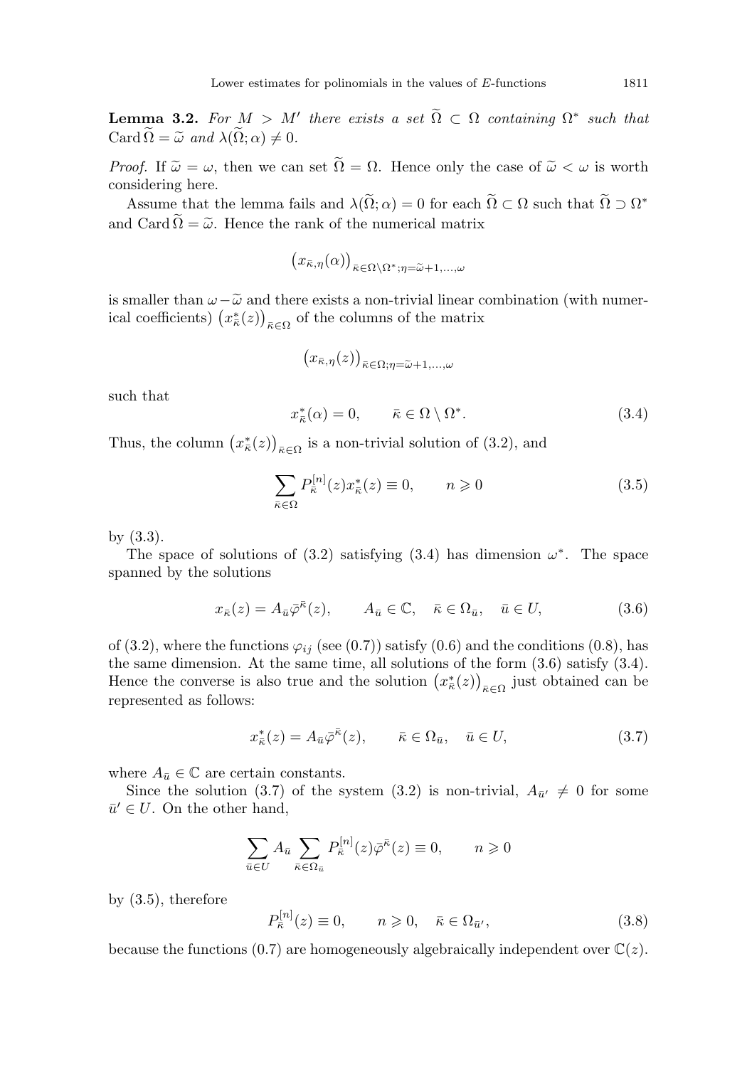**Lemma 3.2.** *For $M > M'$ there exists a set $\widetilde{\Omega} \subset \Omega$ containing $\Omega^*$ such that $\operatorname{Card} \widetilde{\Omega} = \widetilde{\omega}$ and $\lambda(\widetilde{\Omega}; \alpha) \neq 0$.*

*Proof.* If $\widetilde{\omega} = \omega$, then we can set $\widetilde{\Omega} = \Omega$. Hence only the case of $\widetilde{\omega} < \omega$ is worth considering here.

Assume that the lemma fails and $\lambda(\widetilde{\Omega}; \alpha) = 0$ for each $\widetilde{\Omega} \subset \Omega$ such that $\widetilde{\Omega} \supset \Omega^*$ and $\operatorname{Card} \widetilde{\Omega} = \widetilde{\omega}$. Hence the rank of the numerical matrix

$$\big(x_{\bar{\kappa},\eta}(\alpha)\big)_{\bar{\kappa} \in \Omega \setminus \Omega^*; \eta = \widetilde{\omega}+1, \dots, \omega}$$

is smaller than $\omega - \widetilde{\omega}$ and there exists a non-trivial linear combination (with numerical coefficients) $\big(x^*_{\bar{\kappa}}(z)\big)_{\bar{\kappa} \in \Omega}$ of the columns of the matrix

$$\big(x_{\bar{\kappa},\eta}(z)\big)_{\bar{\kappa} \in \Omega; \eta = \widetilde{\omega}+1, \dots, \omega}$$

such that

$$x^*_{\bar{\kappa}}(\alpha) = 0, \qquad \bar{\kappa} \in \Omega \setminus \Omega^*. \tag{3.4}$$

Thus, the column $\big(x^*_{\bar{\kappa}}(z)\big)_{\bar{\kappa} \in \Omega}$ is a non-trivial solution of (3.2), and

$$\sum_{\bar{\kappa} \in \Omega} P^{[n]}_{\bar{\kappa}}(z) x^*_{\bar{\kappa}}(z) \equiv 0, \qquad n \geqslant 0 \tag{3.5}$$

by (3.3).

The space of solutions of (3.2) satisfying (3.4) has dimension $\omega^*$. The space spanned by the solutions

$$x_{\bar{\kappa}}(z) = A_{\bar{u}} \bar{\varphi}^{\bar{\kappa}}(z), \qquad A_{\bar{u}} \in \mathbb{C}, \quad \bar{\kappa} \in \Omega_{\bar{u}}, \quad \bar{u} \in U, \tag{3.6}$$

of (3.2), where the functions $\varphi_{ij}$ (see (0.7)) satisfy (0.6) and the conditions (0.8), has the same dimension. At the same time, all solutions of the form (3.6) satisfy (3.4). Hence the converse is also true and the solution $\big(x^*_{\bar{\kappa}}(z)\big)_{\bar{\kappa} \in \Omega}$ just obtained can be represented as follows:

$$x^*_{\bar{\kappa}}(z) = A_{\bar{u}} \bar{\varphi}^{\bar{\kappa}}(z), \qquad \bar{\kappa} \in \Omega_{\bar{u}}, \quad \bar{u} \in U, \tag{3.7}$$

where $A_{\bar{u}} \in \mathbb{C}$ are certain constants.

Since the solution (3.7) of the system (3.2) is non-trivial, $A_{\bar{u}'} \neq 0$ for some $\bar{u}' \in U$. On the other hand,

$$\sum_{\bar{u} \in U} A_{\bar{u}} \sum_{\bar{\kappa} \in \Omega_{\bar{u}}} P^{[n]}_{\bar{\kappa}}(z) \bar{\varphi}^{\bar{\kappa}}(z) \equiv 0, \qquad n \geqslant 0$$

by (3.5), therefore

$$P^{[n]}_{\bar{\kappa}}(z) \equiv 0, \qquad n \geqslant 0, \quad \bar{\kappa} \in \Omega_{\bar{u}'}, \tag{3.8}$$

because the functions (0.7) are homogeneously algebraically independent over $\mathbb{C}(z)$.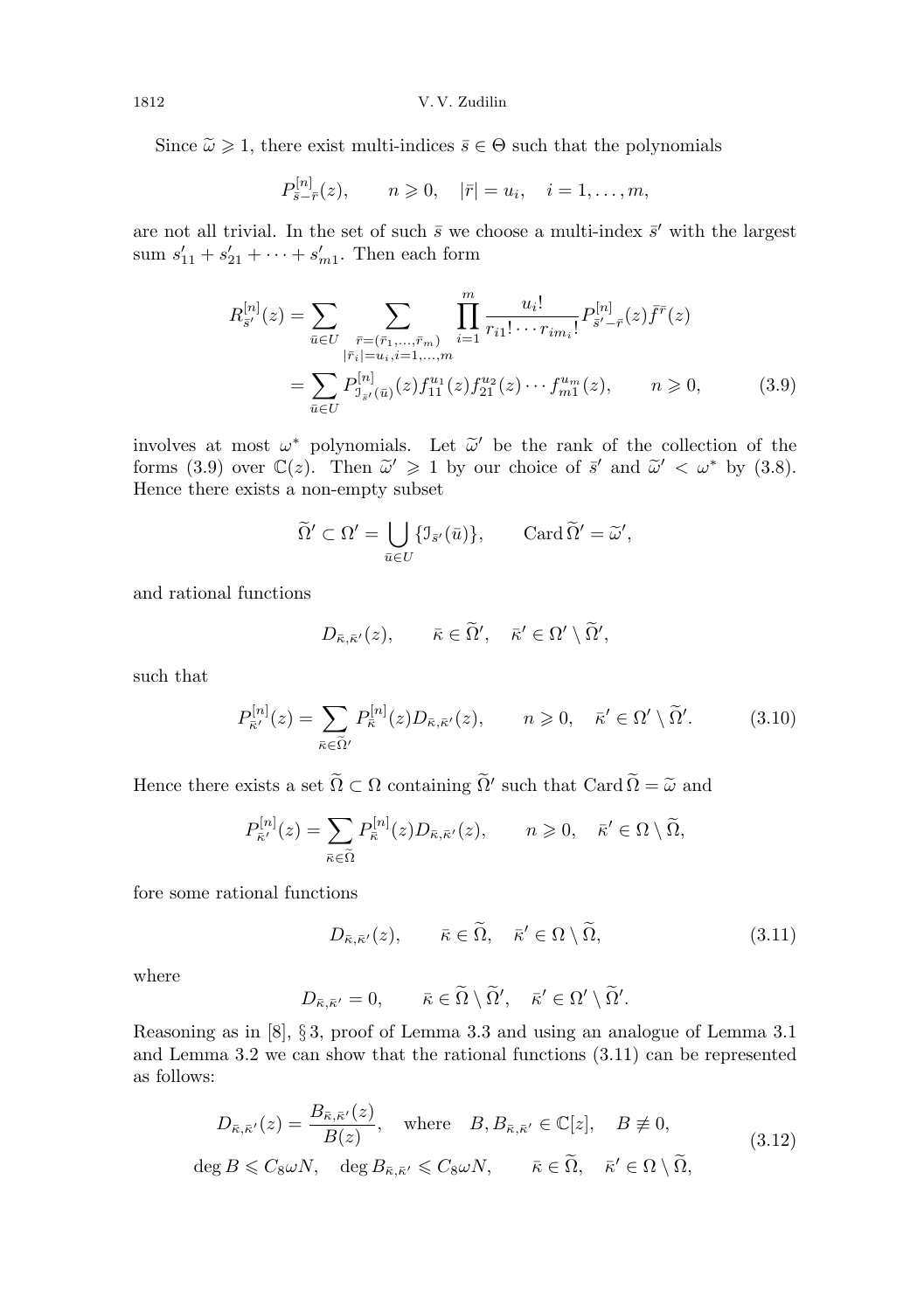Since $\widetilde{\omega} \geqslant 1$, there exist multi-indices $\bar{s} \in \Theta$ such that the polynomials

$$P^{[n]}_{\bar{s}-\bar{r}}(z), \qquad n \geqslant 0, \quad |\bar{r}| = u_i, \quad i = 1, \dots, m,$$

are not all trivial. In the set of such $\bar{s}$ we choose a multi-index $\bar{s}'$ with the largest sum $s'_{11} + s'_{21} + \dots + s'_{m1}$. Then each form

$$\begin{aligned}
R^{[n]}_{\bar{s}'}(z) &= \sum_{\bar{u} \in U} \sum_{\substack{\bar{r}=(\bar{r}_1,\dots,\bar{r}_m) \\ |\bar{r}_i|=u_i, i=1,\dots,m}} \prod_{i=1}^{m} \frac{u_i!}{r_{i1}! \cdots r_{im_i}!} P^{[n]}_{\bar{s}'-\bar{r}}(z) \bar{f}^{\bar{r}}(z) \\
&= \sum_{\bar{u} \in U} P^{[n]}_{\mathcal{I}_{\bar{s}'}(\bar{u})}(z) f^{u_1}_{11}(z) f^{u_2}_{21}(z) \cdots f^{u_m}_{m1}(z), \qquad n \geqslant 0, \qquad (3.9)
\end{aligned}$$

involves at most $\omega^*$ polynomials. Let $\widetilde{\omega}'$ be the rank of the collection of the forms (3.9) over $\mathbb{C}(z)$. Then $\widetilde{\omega}' \geqslant 1$ by our choice of $\bar{s}'$ and $\widetilde{\omega}' < \omega^*$ by (3.8). Hence there exists a non-empty subset

$$\widetilde{\Omega}' \subset \Omega' = \bigcup_{\bar{u} \in U} \{\mathcal{I}_{\bar{s}'}(\bar{u})\}, \qquad \operatorname{Card} \widetilde{\Omega}' = \widetilde{\omega}',$$

and rational functions

$$D_{\bar{\kappa},\bar{\kappa}'}(z), \qquad \bar{\kappa} \in \widetilde{\Omega}', \quad \bar{\kappa}' \in \Omega' \setminus \widetilde{\Omega}',$$

such that

$$P^{[n]}_{\bar{\kappa}'}(z) = \sum_{\bar{\kappa} \in \widetilde{\Omega}'} P^{[n]}_{\bar{\kappa}}(z) D_{\bar{\kappa},\bar{\kappa}'}(z), \qquad n \geqslant 0, \quad \bar{\kappa}' \in \Omega' \setminus \widetilde{\Omega}'. \qquad (3.10)$$

Hence there exists a set $\widetilde{\Omega} \subset \Omega$ containing $\widetilde{\Omega}'$ such that $\operatorname{Card} \widetilde{\Omega} = \widetilde{\omega}$ and

$$P^{[n]}_{\bar{\kappa}'}(z) = \sum_{\bar{\kappa} \in \widetilde{\Omega}} P^{[n]}_{\bar{\kappa}}(z) D_{\bar{\kappa},\bar{\kappa}'}(z), \qquad n \geqslant 0, \quad \bar{\kappa}' \in \Omega \setminus \widetilde{\Omega},$$

fore some rational functions

$$D_{\bar{\kappa},\bar{\kappa}'}(z), \qquad \bar{\kappa} \in \widetilde{\Omega}, \quad \bar{\kappa}' \in \Omega \setminus \widetilde{\Omega}, \qquad (3.11)$$

where

$$D_{\bar{\kappa},\bar{\kappa}'} = 0, \qquad \bar{\kappa} \in \widetilde{\Omega} \setminus \widetilde{\Omega}', \quad \bar{\kappa}' \in \Omega' \setminus \widetilde{\Omega}'.$$

Reasoning as in [8], § 3, proof of Lemma 3.3 and using an analogue of Lemma 3.1 and Lemma 3.2 we can show that the rational functions (3.11) can be represented as follows:

$$\begin{aligned}
&D_{\bar{\kappa},\bar{\kappa}'}(z) = \frac{B_{\bar{\kappa},\bar{\kappa}'}(z)}{B(z)}, \quad \text{where} \quad B, B_{\bar{\kappa},\bar{\kappa}'} \in \mathbb{C}[z], \quad B \not\equiv 0, \\
&\deg B \leqslant C_8 \omega N, \quad \deg B_{\bar{\kappa},\bar{\kappa}'} \leqslant C_8 \omega N, \qquad \bar{\kappa} \in \widetilde{\Omega}, \quad \bar{\kappa}' \in \Omega \setminus \widetilde{\Omega},
\end{aligned} \qquad (3.12)$$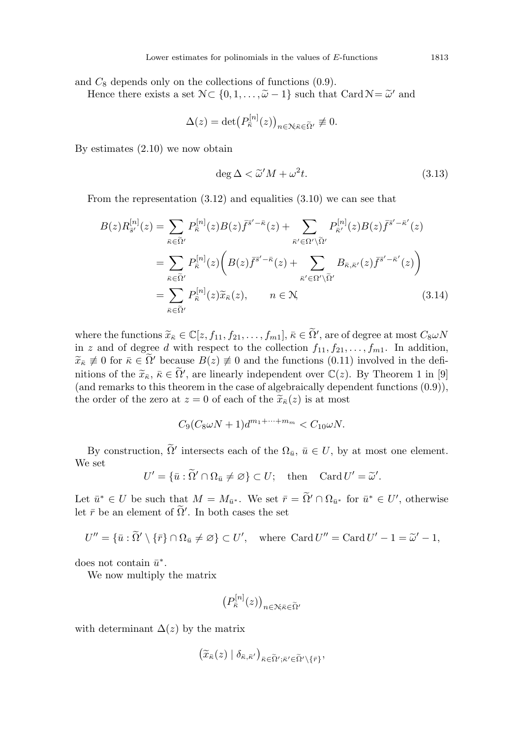and $C_8$ depends only on the collections of functions (0.9).

Hence there exists a set $\mathcal{N}\subset \{0,1,\dots,\widetilde{\omega}-1\}$ such that $\operatorname{Card}\mathcal{N}=\widetilde{\omega}'$ and

$$\Delta(z)=\det\bigl(P^{[n]}_{\bar{\kappa}}(z)\bigr)_{n\in\mathcal{N};\bar{\kappa}\in\widetilde{\Omega}'}\not\equiv 0.$$

By estimates (2.10) we now obtain

$$\deg\Delta<\widetilde{\omega}'M+\omega^2 t. \tag{3.13}$$

From the representation (3.12) and equalities (3.10) we can see that

$$\begin{aligned}
B(z)R^{[n]}_{\bar{s}'}(z)&=\sum_{\bar{\kappa}\in\widetilde{\Omega}'}P^{[n]}_{\bar{\kappa}}(z)B(z)\bar{f}^{\bar{s}'-\bar{\kappa}}(z)+\sum_{\bar{\kappa}'\in\Omega'\setminus\widetilde{\Omega}'}P^{[n]}_{\bar{\kappa}'}(z)B(z)\bar{f}^{\bar{s}'-\bar{\kappa}'}(z)\\
&=\sum_{\bar{\kappa}\in\widetilde{\Omega}'}P^{[n]}_{\bar{\kappa}}(z)\biggl(B(z)\bar{f}^{\bar{s}'-\bar{\kappa}}(z)+\sum_{\bar{\kappa}'\in\Omega'\setminus\widetilde{\Omega}'}B_{\bar{\kappa},\bar{\kappa}'}(z)\bar{f}^{\bar{s}'-\bar{\kappa}'}(z)\biggr)\\
&=\sum_{\bar{\kappa}\in\widetilde{\Omega}'}P^{[n]}_{\bar{\kappa}}(z)\widetilde{x}_{\bar{\kappa}}(z),\qquad n\in\mathcal{N},
\end{aligned}\tag{3.14}$$

where the functions $\widetilde{x}_{\bar{\kappa}}\in\mathbb{C}[z,f_{11},f_{21},\dots,f_{m1}]$, $\bar{\kappa}\in\widetilde{\Omega}'$, are of degree at most $C_8\omega N$ in $z$ and of degree $d$ with respect to the collection $f_{11},f_{21},\dots,f_{m1}$. In addition, $\widetilde{x}_{\bar{\kappa}}\not\equiv 0$ for $\bar{\kappa}\in\widetilde{\Omega}'$ because $B(z)\not\equiv 0$ and the functions (0.11) involved in the definitions of the $\widetilde{x}_{\bar{\kappa}}$, $\bar{\kappa}\in\widetilde{\Omega}'$, are linearly independent over $\mathbb{C}(z)$. By Theorem 1 in [9] (and remarks to this theorem in the case of algebraically dependent functions (0.9)), the order of the zero at $z=0$ of each of the $\widetilde{x}_{\bar{\kappa}}(z)$ is at most

$$C_9(C_8\omega N+1)d^{m_1+\dots+m_m}<C_{10}\omega N.$$

By construction, $\widetilde{\Omega}'$ intersects each of the $\Omega_{\bar{u}}$, $\bar{u}\in U$, by at most one element. We set

$$U'=\{\bar{u}:\widetilde{\Omega}'\cap\Omega_{\bar{u}}\neq\varnothing\}\subset U;\quad\text{then}\quad\operatorname{Card}U'=\widetilde{\omega}'.$$

Let $\bar{u}^*\in U$ be such that $M=M_{\bar{u}^*}$. We set $\bar{r}=\widetilde{\Omega}'\cap\Omega_{\bar{u}^*}$ for $\bar{u}^*\in U'$, otherwise let $\bar{r}$ be an element of $\widetilde{\Omega}'$. In both cases the set

$$U''=\{\bar{u}:\widetilde{\Omega}'\setminus\{\bar{r}\}\cap\Omega_{\bar{u}}\neq\varnothing\}\subset U',\quad\text{where }\operatorname{Card}U''=\operatorname{Card}U'-1=\widetilde{\omega}'-1,$$

does not contain $\bar{u}^*$.

We now multiply the matrix

$$\bigl(P^{[n]}_{\bar{\kappa}}(z)\bigr)_{n\in\mathcal{N};\bar{\kappa}\in\widetilde{\Omega}'}$$

with determinant $\Delta(z)$ by the matrix

$$\bigl(\widetilde{x}_{\bar{\kappa}}(z)\mid\delta_{\bar{\kappa},\bar{\kappa}'}\bigr)_{\bar{\kappa}\in\widetilde{\Omega}';\bar{\kappa}'\in\widetilde{\Omega}'\setminus\{\bar{r}\}},$$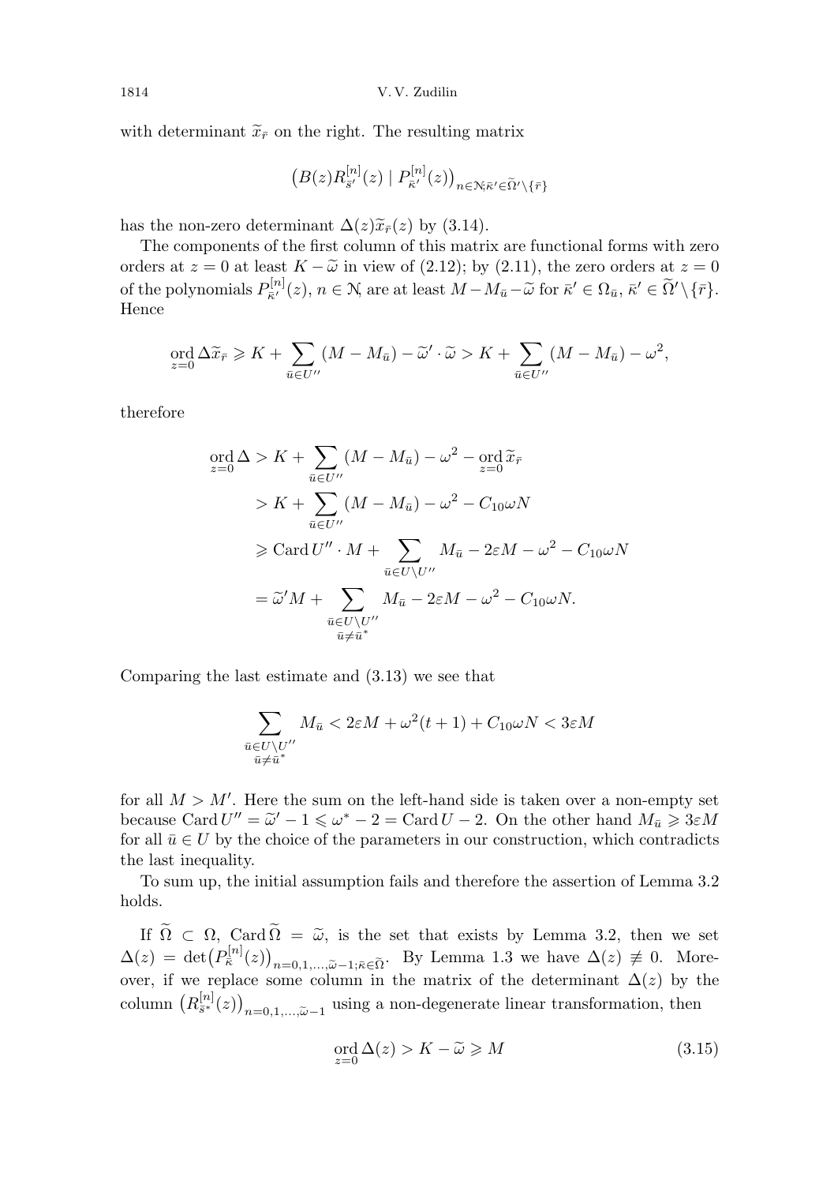with determinant $\widetilde{x}_{\bar{r}}$ on the right. The resulting matrix

$$\big(B(z)R^{[n]}_{\bar{s}'}(z) \mid P^{[n]}_{\bar{\kappa}'}(z)\big)_{n\in\mathcal{N};\bar{\kappa}'\in\widetilde{\Omega}'\setminus\{\bar{r}\}}$$

has the non-zero determinant $\Delta(z)\widetilde{x}_{\bar{r}}(z)$ by (3.14).

The components of the first column of this matrix are functional forms with zero orders at $z=0$ at least $K-\widetilde{\omega}$ in view of (2.12); by (2.11), the zero orders at $z=0$ of the polynomials $P^{[n]}_{\bar{\kappa}'}(z)$, $n\in\mathcal{N}$, are at least $M-M_{\bar{u}}-\widetilde{\omega}$ for $\bar{\kappa}'\in\Omega_{\bar{u}}$, $\bar{\kappa}'\in\widetilde{\Omega}'\setminus\{\bar{r}\}$. Hence

$$\operatorname*{ord}_{z=0}\Delta\widetilde{x}_{\bar{r}} \geqslant K+\sum_{\bar{u}\in U''}(M-M_{\bar{u}})-\widetilde{\omega}'\cdot\widetilde{\omega} > K+\sum_{\bar{u}\in U''}(M-M_{\bar{u}})-\omega^2,$$

therefore

$$\begin{aligned}
\operatorname*{ord}_{z=0}\Delta &> K+\sum_{\bar{u}\in U''}(M-M_{\bar{u}})-\omega^2-\operatorname*{ord}_{z=0}\widetilde{x}_{\bar{r}}\\
&> K+\sum_{\bar{u}\in U''}(M-M_{\bar{u}})-\omega^2-C_{10}\omega N\\
&\geqslant \operatorname{Card}U''\cdot M+\sum_{\bar{u}\in U\setminus U''}M_{\bar{u}}-2\varepsilon M-\omega^2-C_{10}\omega N\\
&= \widetilde{\omega}'M+\sum_{\substack{\bar{u}\in U\setminus U''\\ \bar{u}\neq\bar{u}^*}}M_{\bar{u}}-2\varepsilon M-\omega^2-C_{10}\omega N.
\end{aligned}$$

Comparing the last estimate and (3.13) we see that

$$\sum_{\substack{\bar{u}\in U\setminus U''\\ \bar{u}\neq\bar{u}^*}}M_{\bar{u}} < 2\varepsilon M+\omega^2(t+1)+C_{10}\omega N < 3\varepsilon M$$

for all $M>M'$. Here the sum on the left-hand side is taken over a non-empty set because $\operatorname{Card}U''=\widetilde{\omega}'-1\leqslant\omega^*-2=\operatorname{Card}U-2$. On the other hand $M_{\bar{u}}\geqslant 3\varepsilon M$ for all $\bar{u}\in U$ by the choice of the parameters in our construction, which contradicts the last inequality.

To sum up, the initial assumption fails and therefore the assertion of Lemma 3.2 holds.

If $\widetilde{\Omega}\subset\Omega$, $\operatorname{Card}\widetilde{\Omega}=\widetilde{\omega}$, is the set that exists by Lemma 3.2, then we set $\Delta(z)=\det\big(P^{[n]}_{\bar{\kappa}}(z)\big)_{n=0,1,\dots,\widetilde{\omega}-1;\bar{\kappa}\in\widetilde{\Omega}}$. By Lemma 1.3 we have $\Delta(z)\not\equiv 0$. Moreover, if we replace some column in the matrix of the determinant $\Delta(z)$ by the column $\big(R^{[n]}_{\bar{s}^*}(z)\big)_{n=0,1,\dots,\widetilde{\omega}-1}$ using a non-degenerate linear transformation, then

$$\operatorname*{ord}_{z=0}\Delta(z) > K-\widetilde{\omega}\geqslant M \tag{3.15}$$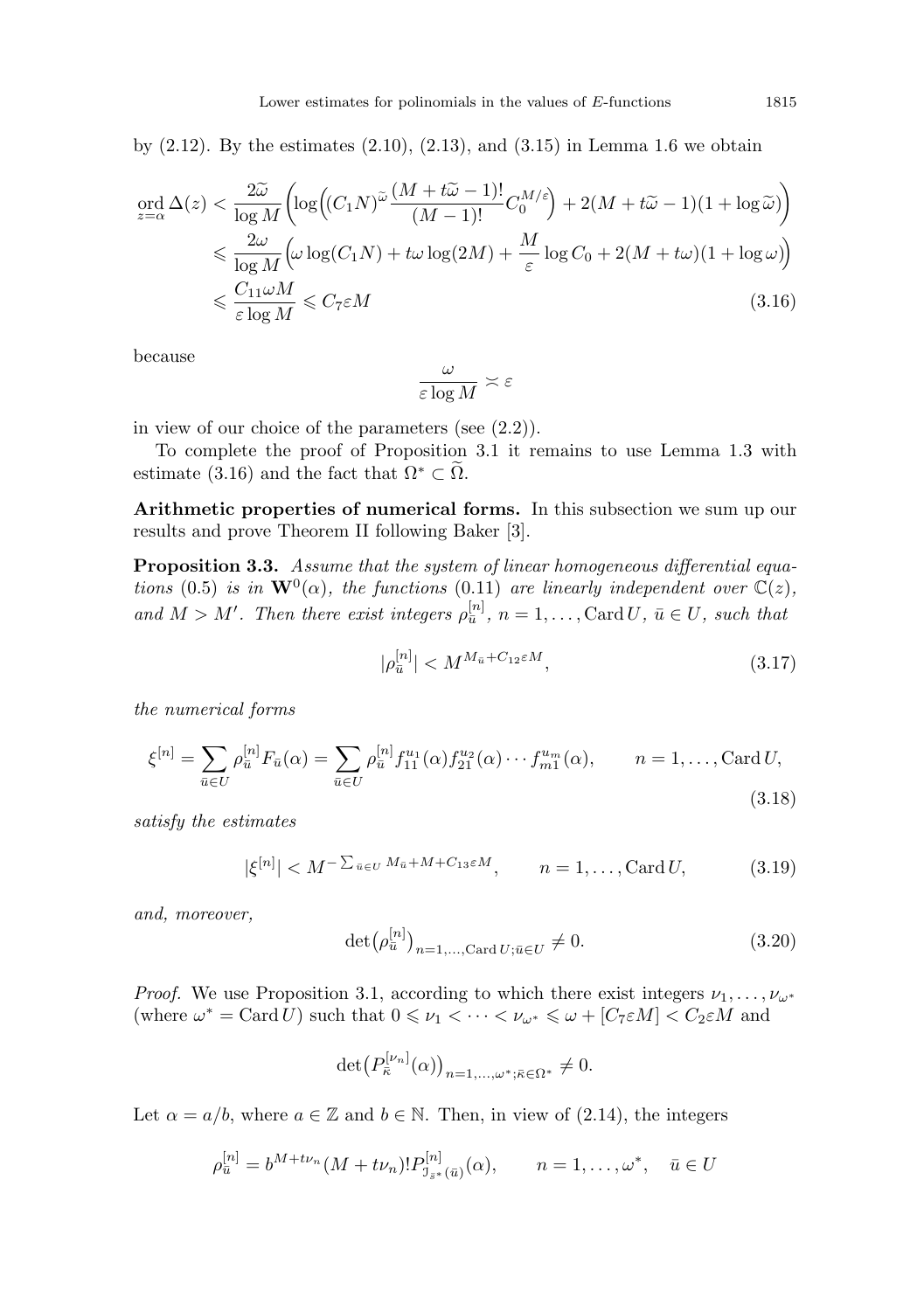by (2.12). By the estimates (2.10), (2.13), and (3.15) in Lemma 1.6 we obtain

$$
\begin{aligned}
\operatorname*{ord}_{z=\alpha} \Delta(z) &< \frac{2\widetilde{\omega}}{\log M}\Bigl(\log\Bigl((C_1N)^{\widetilde{\omega}}\frac{(M+t\widetilde{\omega}-1)!}{(M-1)!}C_0^{M/\varepsilon}\Bigr)+2(M+t\widetilde{\omega}-1)(1+\log\widetilde{\omega})\Bigr) \\
&\leqslant \frac{2\omega}{\log M}\Bigl(\omega\log(C_1N)+t\omega\log(2M)+\frac{M}{\varepsilon}\log C_0+2(M+t\omega)(1+\log\omega)\Bigr) \\
&\leqslant \frac{C_{11}\omega M}{\varepsilon\log M}\leqslant C_7\varepsilon M
\end{aligned} \tag{3.16}
$$

because

$$
\frac{\omega}{\varepsilon\log M}\asymp\varepsilon
$$

in view of our choice of the parameters (see (2.2)).

To complete the proof of Proposition 3.1 it remains to use Lemma 1.3 with estimate (3.16) and the fact that $\Omega^*\subset\widetilde{\Omega}$.

**Arithmetic properties of numerical forms.** In this subsection we sum up our results and prove Theorem II following Baker [3].

**Proposition 3.3.** *Assume that the system of linear homogeneous differential equations* (0.5) *is in* $\mathbf{W}^0(\alpha)$, *the functions* (0.11) *are linearly independent over* $\mathbb{C}(z)$, *and* $M>M'$. *Then there exist integers* $\rho_{\bar u}^{[n]}$, $n=1,\dots,\operatorname{Card}U$, $\bar u\in U$, *such that*

$$
|\rho_{\bar u}^{[n]}|<M^{M_{\bar u}+C_{12}\varepsilon M}, \tag{3.17}
$$

*the numerical forms*

$$
\xi^{[n]}=\sum_{\bar u\in U}\rho_{\bar u}^{[n]}F_{\bar u}(\alpha)=\sum_{\bar u\in U}\rho_{\bar u}^{[n]}f_{11}^{u_1}(\alpha)f_{21}^{u_2}(\alpha)\cdots f_{m1}^{u_m}(\alpha),\qquad n=1,\dots,\operatorname{Card}U, \tag{3.18}
$$

*satisfy the estimates*

$$
|\xi^{[n]}|<M^{-\sum_{\bar u\in U}M_{\bar u}+M+C_{13}\varepsilon M},\qquad n=1,\dots,\operatorname{Card}U, \tag{3.19}
$$

*and, moreover,*

$$
\det\bigl(\rho_{\bar u}^{[n]}\bigr)_{n=1,\dots,\operatorname{Card}U;\bar u\in U}\neq 0. \tag{3.20}
$$

*Proof.* We use Proposition 3.1, according to which there exist integers $\nu_1,\dots,\nu_{\omega^*}$ (where $\omega^*=\operatorname{Card}U$) such that $0\leqslant\nu_1<\dots<\nu_{\omega^*}\leqslant\omega+[C_7\varepsilon M]<C_2\varepsilon M$ and

$$
\det\bigl(P_{\bar\kappa}^{[\nu_n]}(\alpha)\bigr)_{n=1,\dots,\omega^*;\bar\kappa\in\Omega^*}\neq 0.
$$

Let $\alpha=a/b$, where $a\in\mathbb{Z}$ and $b\in\mathbb{N}$. Then, in view of (2.14), the integers

$$
\rho_{\bar u}^{[n]}=b^{M+t\nu_n}(M+t\nu_n)!P_{\mathcal{J}_{\bar s^*}(\bar u)}^{[n]}(\alpha),\qquad n=1,\dots,\omega^*,\quad \bar u\in U
$$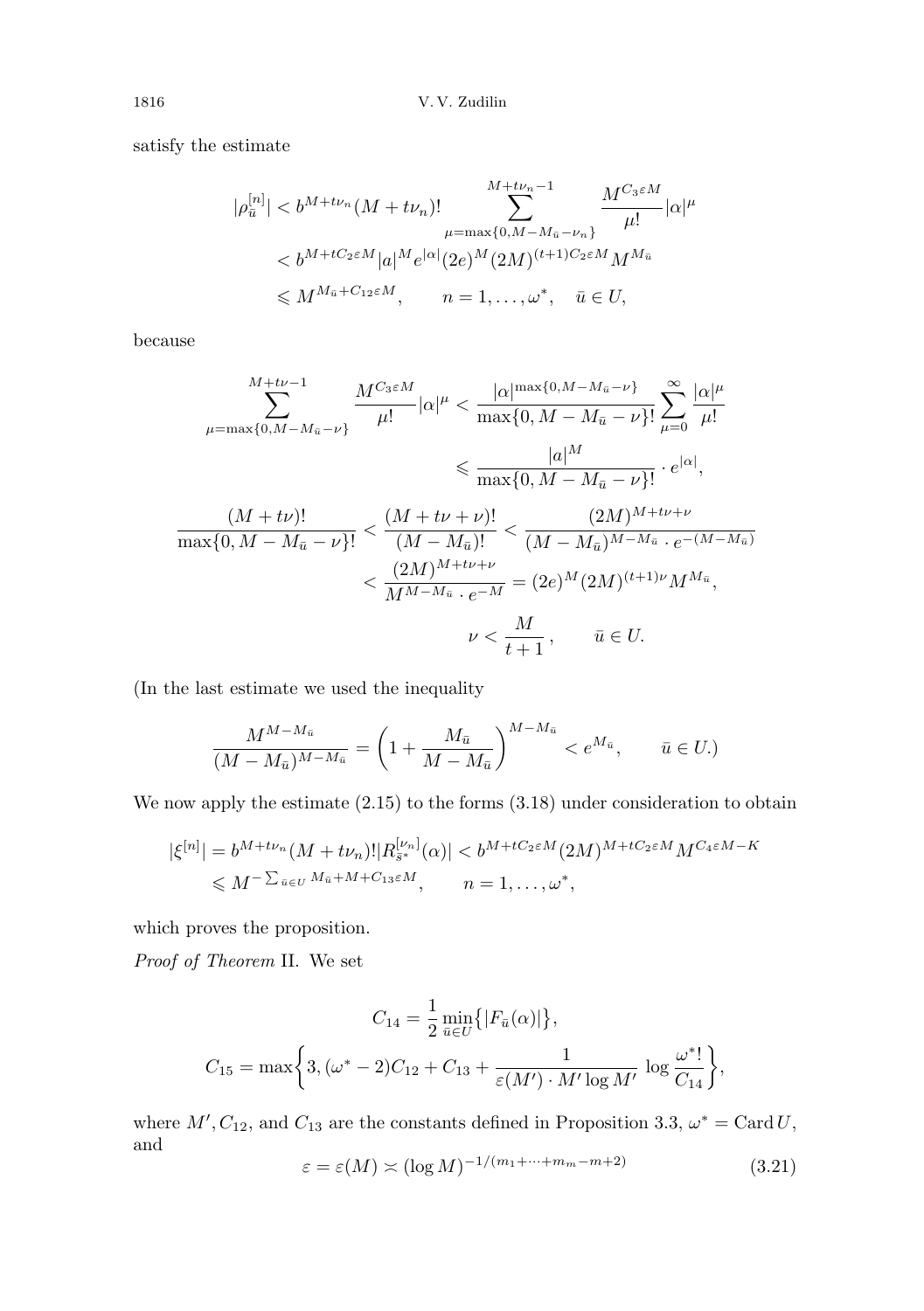satisfy the estimate

$$
\begin{aligned}
|\rho_{\bar u}^{[n]}| &< b^{M+t\nu_n}(M+t\nu_n)! \sum_{\mu=\max\{0,M-M_{\bar u}-\nu_n\}}^{M+t\nu_n-1} \frac{M^{C_3\varepsilon M}}{\mu!}|\alpha|^{\mu} \\
&< b^{M+tC_2\varepsilon M}|a|^M e^{|\alpha|}(2e)^M(2M)^{(t+1)C_2\varepsilon M}M^{M_{\bar u}} \\
&\leqslant M^{M_{\bar u}+C_{12}\varepsilon M}, \qquad n=1,\dots,\omega^*, \quad \bar u\in U,
\end{aligned}
$$

because

$$
\begin{aligned}
\sum_{\mu=\max\{0,M-M_{\bar u}-\nu\}}^{M+t\nu-1} \frac{M^{C_3\varepsilon M}}{\mu!}|\alpha|^{\mu} &< \frac{|\alpha|^{\max\{0,M-M_{\bar u}-\nu\}}}{\max\{0,M-M_{\bar u}-\nu\}!}\sum_{\mu=0}^{\infty}\frac{|\alpha|^{\mu}}{\mu!} \\
&\leqslant \frac{|a|^M}{\max\{0,M-M_{\bar u}-\nu\}!}\cdot e^{|\alpha|},
\end{aligned}
$$

$$
\begin{aligned}
\frac{(M+t\nu)!}{\max\{0,M-M_{\bar u}-\nu\}!} &< \frac{(M+t\nu+\nu)!}{(M-M_{\bar u})!} < \frac{(2M)^{M+t\nu+\nu}}{(M-M_{\bar u})^{M-M_{\bar u}}\cdot e^{-(M-M_{\bar u})}} \\
&< \frac{(2M)^{M+t\nu+\nu}}{M^{M-M_{\bar u}}\cdot e^{-M}} = (2e)^M(2M)^{(t+1)\nu}M^{M_{\bar u}}, \\
&\qquad \nu < \frac{M}{t+1}, \qquad \bar u\in U.
\end{aligned}
$$

(In the last estimate we used the inequality

$$
\frac{M^{M-M_{\bar u}}}{(M-M_{\bar u})^{M-M_{\bar u}}} = \left(1+\frac{M_{\bar u}}{M-M_{\bar u}}\right)^{M-M_{\bar u}} < e^{M_{\bar u}}, \qquad \bar u\in U.)
$$

We now apply the estimate (2.15) to the forms (3.18) under consideration to obtain

$$
\begin{aligned}
|\xi^{[n]}| = b^{M+t\nu_n}(M+t\nu_n)!|R_{\bar s^*}^{[\nu_n]}(\alpha)| &< b^{M+tC_2\varepsilon M}(2M)^{M+tC_2\varepsilon M}M^{C_4\varepsilon M-K} \\
&\leqslant M^{-\sum_{\bar u\in U}M_{\bar u}+M+C_{13}\varepsilon M}, \qquad n=1,\dots,\omega^*,
\end{aligned}
$$

which proves the proposition.

*Proof of Theorem* II. We set

$$
C_{14} = \frac{1}{2}\min_{\bar u\in U}\{|F_{\bar u}(\alpha)|\},
$$

$$
C_{15} = \max\left\{3, (\omega^*-2)C_{12}+C_{13}+\frac{1}{\varepsilon(M')\cdot M'\log M'}\,\log\frac{\omega^*!}{C_{14}}\right\},
$$

where $M'$, $C_{12}$, and $C_{13}$ are the constants defined in Proposition 3.3, $\omega^*=\operatorname{Card}U$, and

$$
\varepsilon=\varepsilon(M)\asymp(\log M)^{-1/(m_1+\dots+m_m-m+2)} \tag{3.21}
$$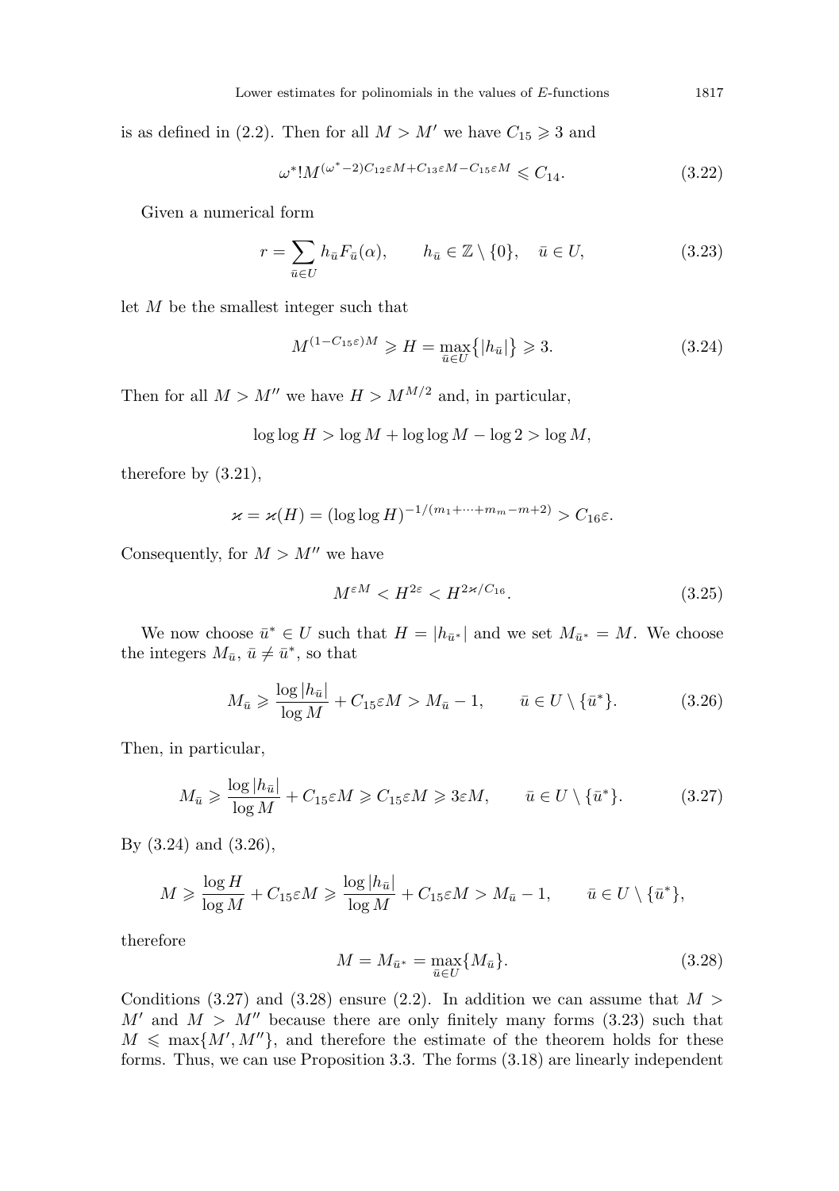is as defined in (2.2). Then for all $M > M'$ we have $C_{15} \geqslant 3$ and

$$\omega^*! M^{(\omega^*-2)C_{12}\varepsilon M + C_{13}\varepsilon M - C_{15}\varepsilon M} \leqslant C_{14}. \tag{3.22}$$

Given a numerical form

$$r = \sum_{\bar{u} \in U} h_{\bar{u}} F_{\bar{u}}(\alpha), \qquad h_{\bar{u}} \in \mathbb{Z} \setminus \{0\}, \quad \bar{u} \in U, \tag{3.23}$$

let $M$ be the smallest integer such that

$$M^{(1-C_{15}\varepsilon)M} \geqslant H = \max_{\bar{u} \in U}\big\{|h_{\bar{u}}|\big\} \geqslant 3. \tag{3.24}$$

Then for all $M > M''$ we have $H > M^{M/2}$ and, in particular,

$$\log\log H > \log M + \log\log M - \log 2 > \log M,$$

therefore by (3.21),

$$\varkappa = \varkappa(H) = (\log\log H)^{-1/(m_1 + \cdots + m_m - m + 2)} > C_{16}\varepsilon.$$

Consequently, for $M > M''$ we have

$$M^{\varepsilon M} < H^{2\varepsilon} < H^{2\varkappa / C_{16}}. \tag{3.25}$$

We now choose $\bar{u}^* \in U$ such that $H = |h_{\bar{u}^*}|$ and we set $M_{\bar{u}^*} = M$. We choose the integers $M_{\bar{u}}$, $\bar{u} \neq \bar{u}^*$, so that

$$M_{\bar{u}} \geqslant \frac{\log|h_{\bar{u}}|}{\log M} + C_{15}\varepsilon M > M_{\bar{u}} - 1, \qquad \bar{u} \in U \setminus \{\bar{u}^*\}. \tag{3.26}$$

Then, in particular,

$$M_{\bar{u}} \geqslant \frac{\log|h_{\bar{u}}|}{\log M} + C_{15}\varepsilon M \geqslant C_{15}\varepsilon M \geqslant 3\varepsilon M, \qquad \bar{u} \in U \setminus \{\bar{u}^*\}. \tag{3.27}$$

By (3.24) and (3.26),

$$M \geqslant \frac{\log H}{\log M} + C_{15}\varepsilon M \geqslant \frac{\log|h_{\bar{u}}|}{\log M} + C_{15}\varepsilon M > M_{\bar{u}} - 1, \qquad \bar{u} \in U \setminus \{\bar{u}^*\},$$

therefore

$$M = M_{\bar{u}^*} = \max_{\bar{u} \in U}\{M_{\bar{u}}\}. \tag{3.28}$$

Conditions (3.27) and (3.28) ensure (2.2). In addition we can assume that $M > M'$ and $M > M''$ because there are only finitely many forms (3.23) such that $M \leqslant \max\{M', M''\}$, and therefore the estimate of the theorem holds for these forms. Thus, we can use Proposition 3.3. The forms (3.18) are linearly independent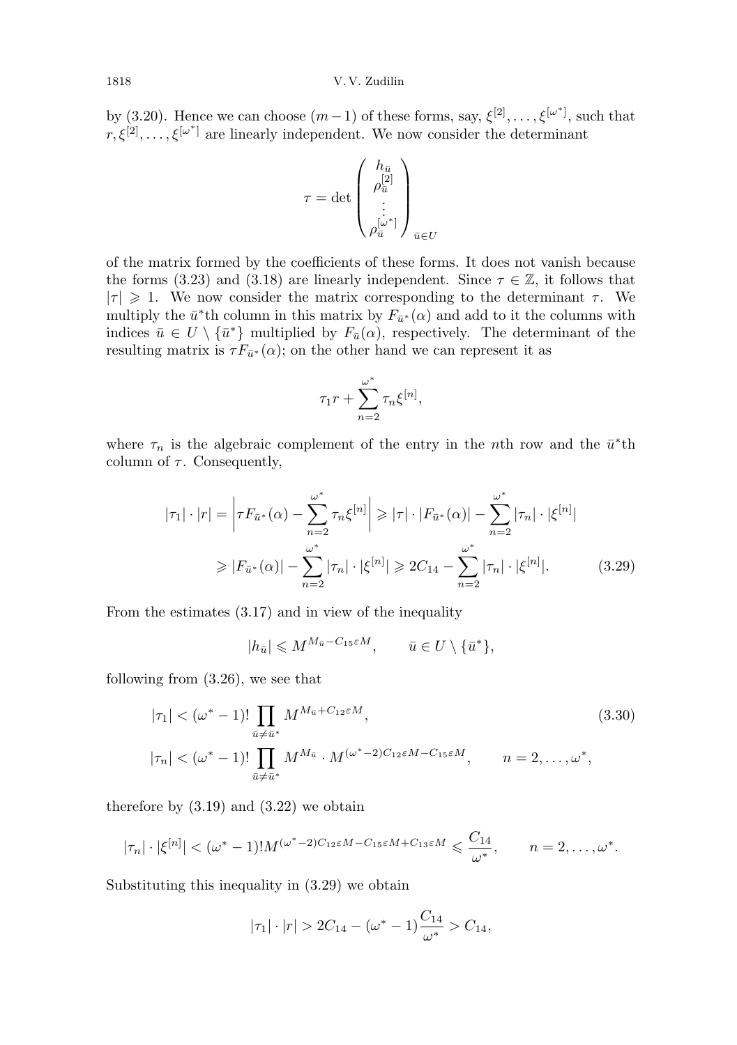by (3.20). Hence we can choose $(m-1)$ of these forms, say, $\xi^{[2]},\dots,\xi^{[\omega^*]}$, such that $r,\xi^{[2]},\dots,\xi^{[\omega^*]}$ are linearly independent. We now consider the determinant

$$\tau = \det\begin{pmatrix} h_{\bar u} \\ \rho_{\bar u}^{[2]} \\ \vdots \\ \rho_{\bar u}^{[\omega^*]} \end{pmatrix}_{\bar u\in U}$$

of the matrix formed by the coefficients of these forms. It does not vanish because the forms (3.23) and (3.18) are linearly independent. Since $\tau\in\mathbb{Z}$, it follows that $|\tau|\geqslant 1$. We now consider the matrix corresponding to the determinant $\tau$. We multiply the $\bar u^*$th column in this matrix by $F_{\bar u^*}(\alpha)$ and add to it the columns with indices $\bar u\in U\setminus\{\bar u^*\}$ multiplied by $F_{\bar u}(\alpha)$, respectively. The determinant of the resulting matrix is $\tau F_{\bar u^*}(\alpha)$; on the other hand we can represent it as

$$\tau_1 r + \sum_{n=2}^{\omega^*}\tau_n\xi^{[n]},$$

where $\tau_n$ is the algebraic complement of the entry in the $n$th row and the $\bar u^*$th column of $\tau$. Consequently,

$$\begin{aligned} |\tau_1|\cdot|r| &= \biggl|\tau F_{\bar u^*}(\alpha) - \sum_{n=2}^{\omega^*}\tau_n\xi^{[n]}\biggr| \geqslant |\tau|\cdot|F_{\bar u^*}(\alpha)| - \sum_{n=2}^{\omega^*}|\tau_n|\cdot|\xi^{[n]}| \\ &\geqslant |F_{\bar u^*}(\alpha)| - \sum_{n=2}^{\omega^*}|\tau_n|\cdot|\xi^{[n]}| \geqslant 2C_{14} - \sum_{n=2}^{\omega^*}|\tau_n|\cdot|\xi^{[n]}|. \end{aligned} \tag{3.29}$$

From the estimates (3.17) and in view of the inequality

$$|h_{\bar u}|\leqslant M^{M_{\bar u}-C_{15}\varepsilon M}, \qquad \bar u\in U\setminus\{\bar u^*\},$$

following from (3.26), we see that

$$\begin{aligned} &|\tau_1| < (\omega^*-1)!\prod_{\bar u\ne\bar u^*} M^{M_{\bar u}+C_{12}\varepsilon M}, \\ &|\tau_n| < (\omega^*-1)!\prod_{\bar u\ne\bar u^*} M^{M_{\bar u}}\cdot M^{(\omega^*-2)C_{12}\varepsilon M - C_{15}\varepsilon M}, \qquad n=2,\dots,\omega^*, \end{aligned} \tag{3.30}$$

therefore by (3.19) and (3.22) we obtain

$$|\tau_n|\cdot|\xi^{[n]}| < (\omega^*-1)!M^{(\omega^*-2)C_{12}\varepsilon M - C_{15}\varepsilon M + C_{13}\varepsilon M} \leqslant \frac{C_{14}}{\omega^*}, \qquad n=2,\dots,\omega^*.$$

Substituting this inequality in (3.29) we obtain

$$|\tau_1|\cdot|r| > 2C_{14} - (\omega^*-1)\frac{C_{14}}{\omega^*} > C_{14},$$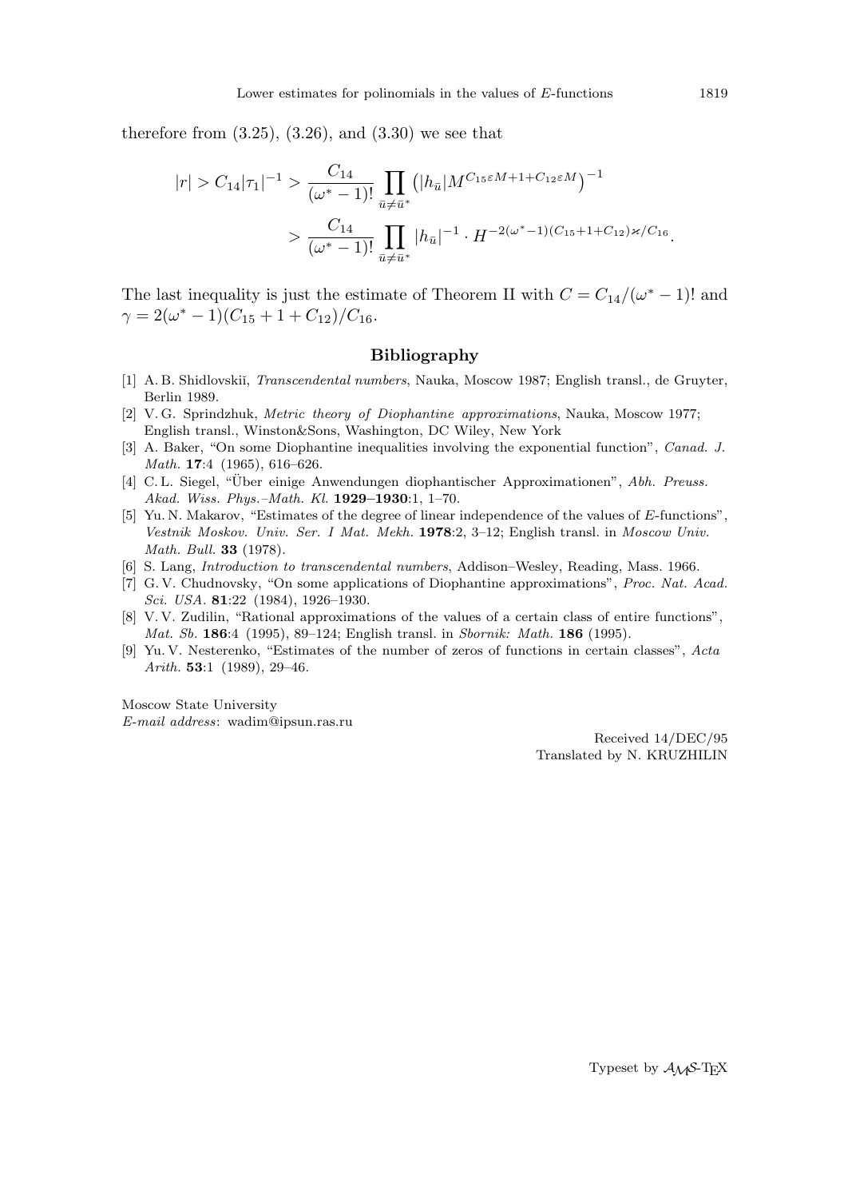therefore from (3.25), (3.26), and (3.30) we see that

$$
\begin{aligned}
|r| > C_{14}|\tau_1|^{-1} &> \frac{C_{14}}{(\omega^*-1)!} \prod_{\bar u \neq \bar u^*} \left(|h_{\bar u}| M^{C_{15}\varepsilon M + 1 + C_{12}\varepsilon M}\right)^{-1} \\
&> \frac{C_{14}}{(\omega^*-1)!} \prod_{\bar u \neq \bar u^*} |h_{\bar u}|^{-1} \cdot H^{-2(\omega^*-1)(C_{15}+1+C_{12})\varkappa/C_{16}}.
\end{aligned}
$$

The last inequality is just the estimate of Theorem II with $C = C_{14}/(\omega^*-1)!$ and $\gamma = 2(\omega^*-1)(C_{15}+1+C_{12})/C_{16}$.

## Bibliography

[1] A. B. Shidlovskiĭ, *Transcendental numbers*, Nauka, Moscow 1987; English transl., de Gruyter, Berlin 1989.

[2] V. G. Sprindzhuk, *Metric theory of Diophantine approximations*, Nauka, Moscow 1977; English transl., Winston&Sons, Washington, DC Wiley, New York

[3] A. Baker, "On some Diophantine inequalities involving the exponential function", *Canad. J. Math.* **17**:4 (1965), 616–626.

[4] C. L. Siegel, "Über einige Anwendungen diophantischer Approximationen", *Abh. Preuss. Akad. Wiss. Phys.–Math. Kl.* **1929–1930**:1, 1–70.

[5] Yu. N. Makarov, "Estimates of the degree of linear independence of the values of $E$-functions", *Vestnik Moskov. Univ. Ser. I Mat. Mekh.* **1978**:2, 3–12; English transl. in *Moscow Univ. Math. Bull.* **33** (1978).

[6] S. Lang, *Introduction to transcendental numbers*, Addison–Wesley, Reading, Mass. 1966.

[7] G. V. Chudnovsky, "On some applications of Diophantine approximations", *Proc. Nat. Acad. Sci. USA.* **81**:22 (1984), 1926–1930.

[8] V. V. Zudilin, "Rational approximations of the values of a certain class of entire functions", *Mat. Sb.* **186**:4 (1995), 89–124; English transl. in *Sbornik: Math.* **186** (1995).

[9] Yu. V. Nesterenko, "Estimates of the number of zeros of functions in certain classes", *Acta Arith.* **53**:1 (1989), 29–46.

Moscow State University
*E-mail address*: wadim@ipsun.ras.ru

Received 14/DEC/95
Translated by N. KRUZHILIN